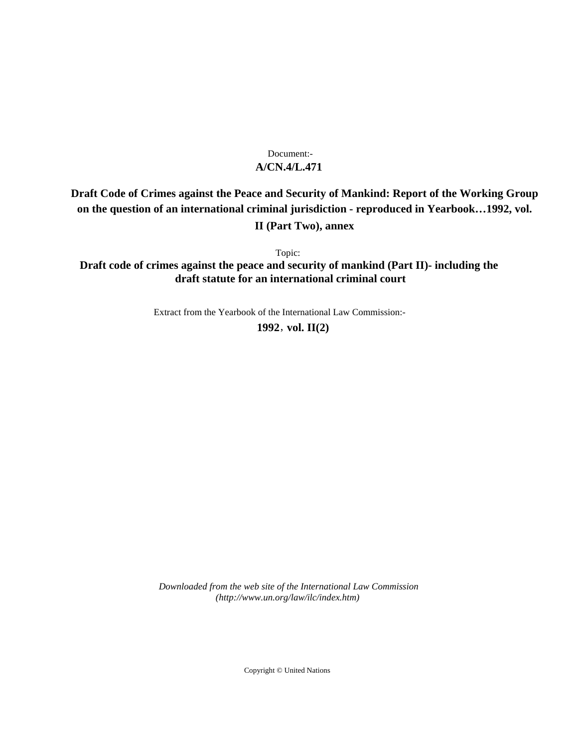Document:-

**A/CN.4/L.471**

**Draft Code of Crimes against the Peace and Security of Mankind: Report of the Working Group on the question of an international criminal jurisdiction - reproduced in Yearbook…1992, vol. II (Part Two), annex**

Topic:

**Draft code of crimes against the peace and security of mankind (Part II)- including the draft statute for an international criminal court**

Extract from the Yearbook of the International Law Commission:-

**1992, vol. II(2)**

*Downloaded from the web site of the International Law Commission (http://www.un.org/law/ilc/index.htm)*

Copyright © United Nations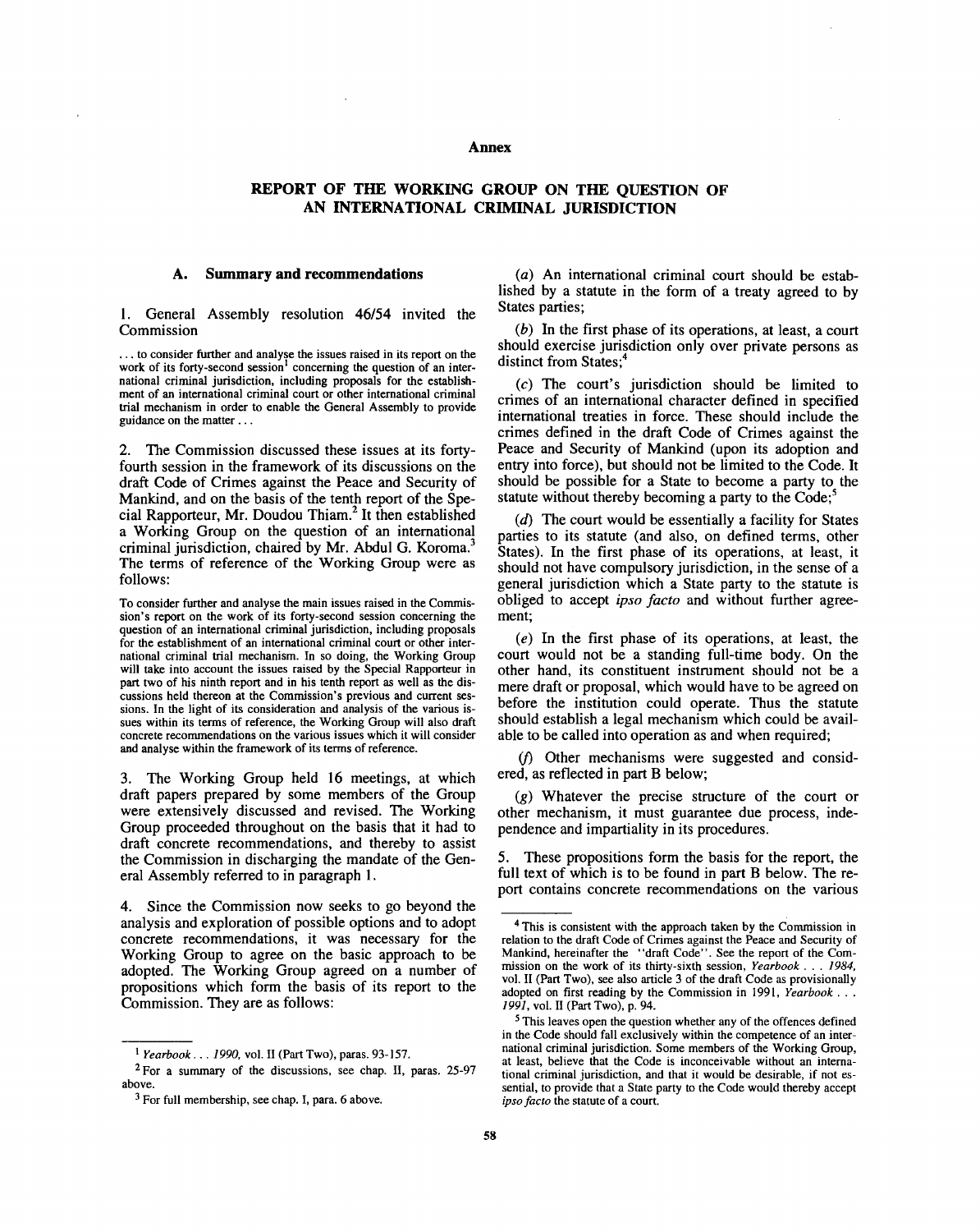## Annex

## REPORT OF THE WORKING GROUP ON THE QUESTION OF AN INTERNATIONAL CRIMINAL JURISDICTION

### A. Summary and recommendations

1. General Assembly resolution 46/54 invited the Commission

> ... to consider further and analyse the issues raised in its report on the work of its forty-second session[1] concerning the question of an international criminal jurisdiction, including proposals for the establishment of an international criminal court or other international criminal trial mechanism in order to enable the General Assembly to provide guidance on the matter ...

2. The Commission discussed these issues at its forty-fourth session in the framework of its discussions on the draft Code of Crimes against the Peace and Security of Mankind, and on the basis of the tenth report of the Special Rapporteur, Mr. Doudou Thiam.[2] It then established a Working Group on the question of an international criminal jurisdiction, chaired by Mr. Abdul G. Koroma.[3] The terms of reference of the Working Group were as follows:

> To consider further and analyse the main issues raised in the Commission's report on the work of its forty-second session concerning the question of an international criminal jurisdiction, including proposals for the establishment of an international criminal court or other international criminal trial mechanism. In so doing, the Working Group will take into account the issues raised by the Special Rapporteur in part two of his ninth report and in his tenth report as well as the discussions held thereon at the Commission's previous and current sessions. In the light of its consideration and analysis of the various issues within its terms of reference, the Working Group will also draft concrete recommendations on the various issues which it will consider and analyse within the framework of its terms of reference.

3. The Working Group held 16 meetings, at which draft papers prepared by some members of the Group were extensively discussed and revised. The Working Group proceeded throughout on the basis that it had to draft concrete recommendations, and thereby to assist the Commission in discharging the mandate of the General Assembly referred to in paragraph 1.

4. Since the Commission now seeks to go beyond the analysis and exploration of possible options and to adopt concrete recommendations, it was necessary for the Working Group to agree on the basic approach to be adopted. The Working Group agreed on a number of propositions which form the basis of its report to the Commission. They are as follows:

(*a*) An international criminal court should be established by a statute in the form of a treaty agreed to by States parties;

(*b*) In the first phase of its operations, at least, a court should exercise jurisdiction only over private persons as distinct from States;[4]

(*c*) The court's jurisdiction should be limited to crimes of an international character defined in specified international treaties in force. These should include the crimes defined in the draft Code of Crimes against the Peace and Security of Mankind (upon its adoption and entry into force), but should not be limited to the Code. It should be possible for a State to become a party to the statute without thereby becoming a party to the Code;[5]

(*d*) The court would be essentially a facility for States parties to its statute (and also, on defined terms, other States). In the first phase of its operations, at least, it should not have compulsory jurisdiction, in the sense of a general jurisdiction which a State party to the statute is obliged to accept *ipso facto* and without further agreement;

(*e*) In the first phase of its operations, at least, the court would not be a standing full-time body. On the other hand, its constituent instrument should not be a mere draft or proposal, which would have to be agreed on before the institution could operate. Thus the statute should establish a legal mechanism which could be available to be called into operation as and when required;

(*f*) Other mechanisms were suggested and considered, as reflected in part B below;

(*g*) Whatever the precise structure of the court or other mechanism, it must guarantee due process, independence and impartiality in its procedures.

5. These propositions form the basis for the report, the full text of which is to be found in part B below. The report contains concrete recommendations on the various

---

[1] *Yearbook . . . 1990*, vol. II (Part Two), paras. 93-157.

[2] For a summary of the discussions, see chap. II, paras. 25-97 above.

[3] For full membership, see chap. I, para. 6 above.

[4] This is consistent with the approach taken by the Commission in relation to the draft Code of Crimes against the Peace and Security of Mankind, hereinafter the "draft Code". See the report of the Commission on the work of its thirty-sixth session, *Yearbook . . . 1984*, vol. II (Part Two), see also article 3 of the draft Code as provisionally adopted on first reading by the Commission in 1991, *Yearbook . . . 1991*, vol. II (Part Two), p. 94.

[5] This leaves open the question whether any of the offences defined in the Code should fall exclusively within the competence of an international criminal jurisdiction. Some members of the Working Group, at least, believe that the Code is inconceivable without an international criminal jurisdiction, and that it would be desirable, if not essential, to provide that a State party to the Code would thereby accept *ipso facto* the statute of a court.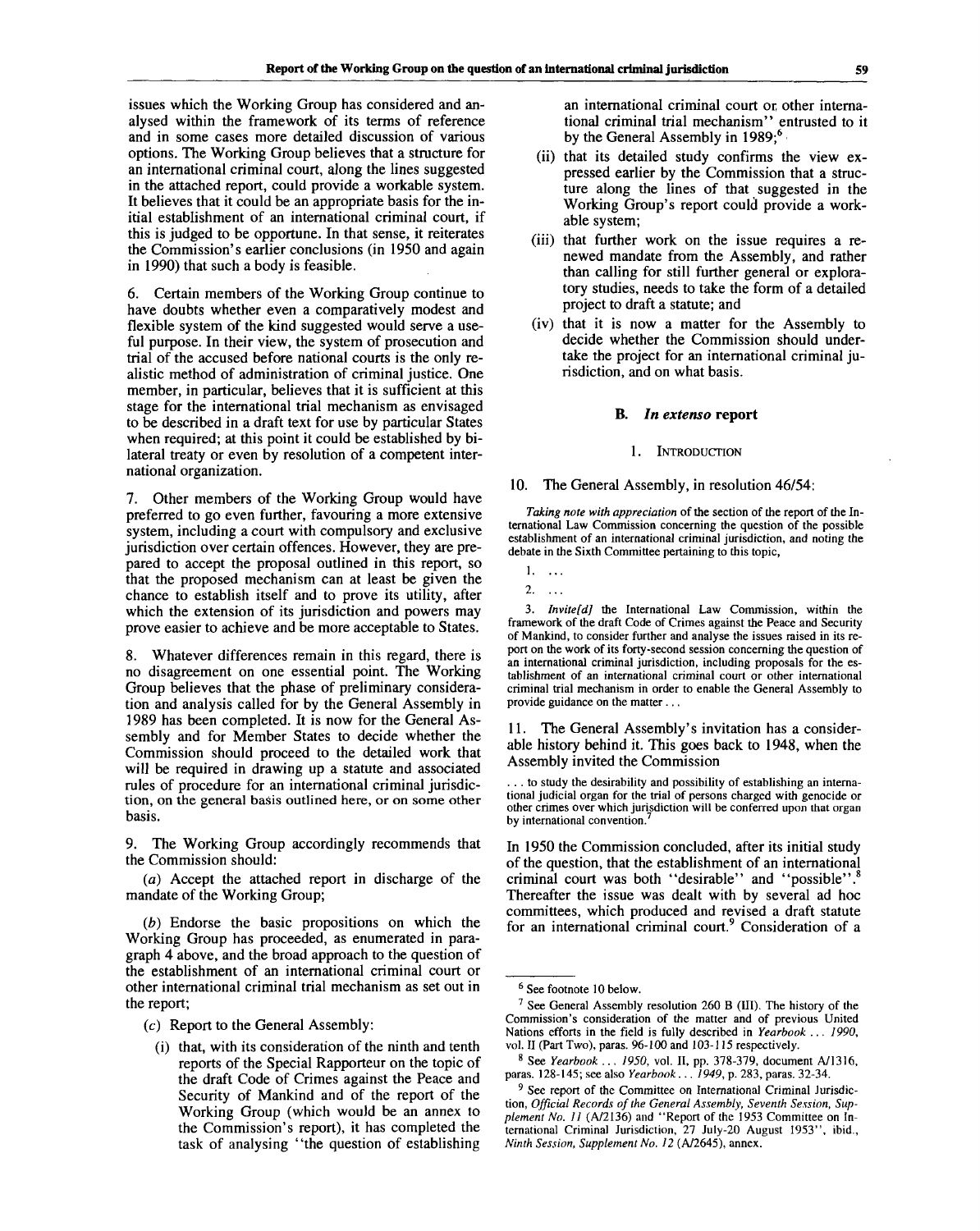issues which the Working Group has considered and analysed within the framework of its terms of reference and in some cases more detailed discussion of various options. The Working Group believes that a structure for an international criminal court, along the lines suggested in the attached report, could provide a workable system. It believes that it could be an appropriate basis for the initial establishment of an international criminal court, if this is judged to be opportune. In that sense, it reiterates the Commission's earlier conclusions (in 1950 and again in 1990) that such a body is feasible.

6. Certain members of the Working Group continue to have doubts whether even a comparatively modest and flexible system of the kind suggested would serve a useful purpose. In their view, the system of prosecution and trial of the accused before national courts is the only realistic method of administration of criminal justice. One member, in particular, believes that it is sufficient at this stage for the international trial mechanism as envisaged to be described in a draft text for use by particular States when required; at this point it could be established by bilateral treaty or even by resolution of a competent international organization.

7. Other members of the Working Group would have preferred to go even further, favouring a more extensive system, including a court with compulsory and exclusive jurisdiction over certain offences. However, they are prepared to accept the proposal outlined in this report, so that the proposed mechanism can at least be given the chance to establish itself and to prove its utility, after which the extension of its jurisdiction and powers may prove easier to achieve and be more acceptable to States.

8. Whatever differences remain in this regard, there is no disagreement on one essential point. The Working Group believes that the phase of preliminary consideration and analysis called for by the General Assembly in 1989 has been completed. It is now for the General Assembly and for Member States to decide whether the Commission should proceed to the detailed work that will be required in drawing up a statute and associated rules of procedure for an international criminal jurisdiction, on the general basis outlined here, or on some other basis.

9. The Working Group accordingly recommends that the Commission should:

(*a*) Accept the attached report in discharge of the mandate of the Working Group;

(*b*) Endorse the basic propositions on which the Working Group has proceeded, as enumerated in paragraph 4 above, and the broad approach to the question of the establishment of an international criminal court or other international criminal trial mechanism as set out in the report;

(*c*) Report to the General Assembly:

(i) that, with its consideration of the ninth and tenth reports of the Special Rapporteur on the topic of the draft Code of Crimes against the Peace and Security of Mankind and of the report of the Working Group (which would be an annex to the Commission's report), it has completed the task of analysing "the question of establishing an international criminal court or other international criminal trial mechanism" entrusted to it by the General Assembly in 1989;[6]

(ii) that its detailed study confirms the view expressed earlier by the Commission that a structure along the lines of that suggested in the Working Group's report could provide a workable system;

(iii) that further work on the issue requires a renewed mandate from the Assembly, and rather than calling for still further general or exploratory studies, needs to take the form of a detailed project to draft a statute; and

(iv) that it is now a matter for the Assembly to decide whether the Commission should undertake the project for an international criminal jurisdiction, and on what basis.

## B. *In extenso* report

### 1. Introduction

10. The General Assembly, in resolution 46/54:

*Taking note with appreciation* of the section of the report of the International Law Commission concerning the question of the possible establishment of an international criminal jurisdiction, and noting the debate in the Sixth Committee pertaining to this topic,

1. ...

2. ...

3. *Invite[d]* the International Law Commission, within the framework of the draft Code of Crimes against the Peace and Security of Mankind, to consider further and analyse the issues raised in its report on the work of its forty-second session concerning the question of an international criminal jurisdiction, including proposals for the establishment of an international criminal court or other international criminal trial mechanism in order to enable the General Assembly to provide guidance on the matter ...

11. The General Assembly's invitation has a considerable history behind it. This goes back to 1948, when the Assembly invited the Commission

... to study the desirability and possibility of establishing an international judicial organ for the trial of persons charged with genocide or other crimes over which jurisdiction will be conferred upon that organ by international convention.[7]

In 1950 the Commission concluded, after its initial study of the question, that the establishment of an international criminal court was both "desirable" and "possible".[8] Thereafter the issue was dealt with by several ad hoc committees, which produced and revised a draft statute for an international criminal court.[9] Consideration of a

---

[6] See footnote 10 below.

[7] See General Assembly resolution 260 B (III). The history of the Commission's consideration of the matter and of previous United Nations efforts in the field is fully described in *Yearbook ... 1990*, vol. II (Part Two), paras. 96-100 and 103-115 respectively.

[8] See *Yearbook ... 1950*, vol. II, pp. 378-379, document A/1316, paras. 128-145; see also *Yearbook ... 1949*, p. 283, paras. 32-34.

[9] See report of the Committee on International Criminal Jurisdiction, *Official Records of the General Assembly, Seventh Session, Supplement No. 11* (A/2136) and "Report of the 1953 Committee on International Criminal Jurisdiction, 27 July-20 August 1953", ibid., *Ninth Session, Supplement No. 12* (A/2645), annex.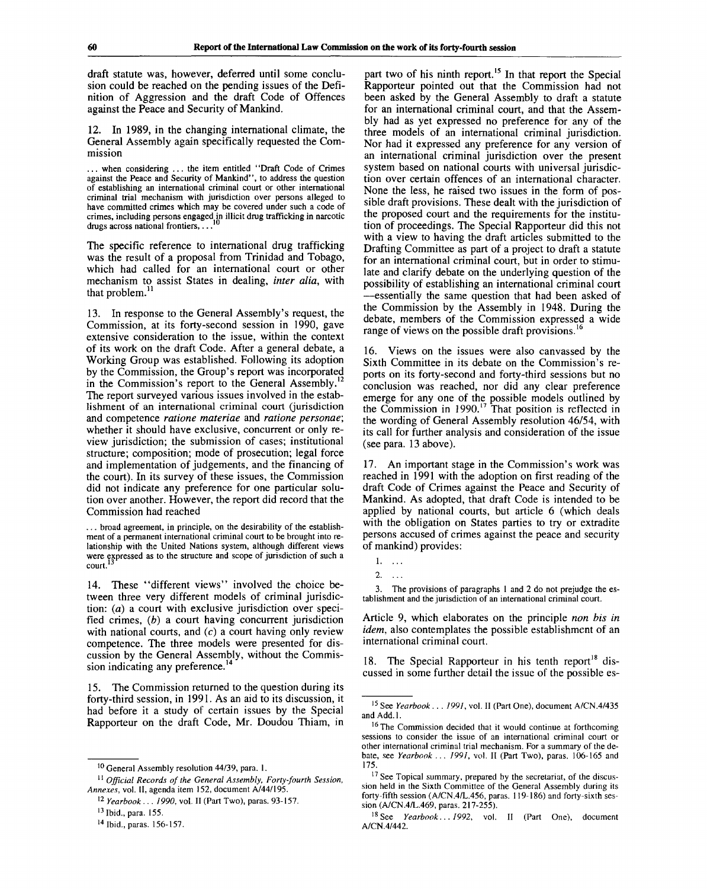draft statute was, however, deferred until some conclusion could be reached on the pending issues of the Definition of Aggression and the draft Code of Offences against the Peace and Security of Mankind.

12. In 1989, in the changing international climate, the General Assembly again specifically requested the Commission

> ... when considering ... the item entitled "Draft Code of Crimes against the Peace and Security of Mankind", to address the question of establishing an international criminal court or other international criminal trial mechanism with jurisdiction over persons alleged to have committed crimes which may be covered under such a code of crimes, including persons engaged in illicit drug trafficking in narcotic drugs across national frontiers, ...[10]

The specific reference to international drug trafficking was the result of a proposal from Trinidad and Tobago, which had called for an international court or other mechanism to assist States in dealing, *inter alia*, with that problem.[11]

13. In response to the General Assembly's request, the Commission, at its forty-second session in 1990, gave extensive consideration to the issue, within the context of its work on the draft Code. After a general debate, a Working Group was established. Following its adoption by the Commission, the Group's report was incorporated in the Commission's report to the General Assembly.[12] The report surveyed various issues involved in the establishment of an international criminal court (jurisdiction and competence *ratione materiae* and *ratione personae*; whether it should have exclusive, concurrent or only review jurisdiction; the submission of cases; institutional structure; composition; mode of prosecution; legal force and implementation of judgements, and the financing of the court). In its survey of these issues, the Commission did not indicate any preference for one particular solution over another. However, the report did record that the Commission had reached

> ... broad agreement, in principle, on the desirability of the establishment of a permanent international criminal court to be brought into relationship with the United Nations system, although different views were expressed as to the structure and scope of jurisdiction of such a court.[13]

14. These "different views" involved the choice between three very different models of criminal jurisdiction: (*a*) a court with exclusive jurisdiction over specified crimes, (*b*) a court having concurrent jurisdiction with national courts, and (*c*) a court having only review competence. The three models were presented for discussion by the General Assembly, without the Commission indicating any preference.[14]

15. The Commission returned to the question during its forty-third session, in 1991. As an aid to its discussion, it had before it a study of certain issues by the Special Rapporteur on the draft Code, Mr. Doudou Thiam, in part two of his ninth report.[15] In that report the Special Rapporteur pointed out that the Commission had not been asked by the General Assembly to draft a statute for an international criminal court, and that the Assembly had as yet expressed no preference for any of the three models of an international criminal jurisdiction. Nor had it expressed any preference for any version of an international criminal jurisdiction over the present system based on national courts with universal jurisdiction over certain offences of an international character. None the less, he raised two issues in the form of possible draft provisions. These dealt with the jurisdiction of the proposed court and the requirements for the institution of proceedings. The Special Rapporteur did this not with a view to having the draft articles submitted to the Drafting Committee as part of a project to draft a statute for an international criminal court, but in order to stimulate and clarify debate on the underlying question of the possibility of establishing an international criminal court—essentially the same question that had been asked of the Commission by the Assembly in 1948. During the debate, members of the Commission expressed a wide range of views on the possible draft provisions.[16]

16. Views on the issues were also canvassed by the Sixth Committee in its debate on the Commission's reports on its forty-second and forty-third sessions but no conclusion was reached, nor did any clear preference emerge for any one of the possible models outlined by the Commission in 1990.[17] That position is reflected in the wording of General Assembly resolution 46/54, with its call for further analysis and consideration of the issue (see para. 13 above).

17. An important stage in the Commission's work was reached in 1991 with the adoption on first reading of the draft Code of Crimes against the Peace and Security of Mankind. As adopted, that draft Code is intended to be applied by national courts, but article 6 (which deals with the obligation on States parties to try or extradite persons accused of crimes against the peace and security of mankind) provides:

> 1. ...
>
> 2. ...
>
> 3. The provisions of paragraphs 1 and 2 do not prejudge the establishment and the jurisdiction of an international criminal court.

Article 9, which elaborates on the principle *non bis in idem*, also contemplates the possible establishment of an international criminal court.

18. The Special Rapporteur in his tenth report[18] discussed in some further detail the issue of the possible es-

---

[10] General Assembly resolution 44/39, para. 1.

[11] *Official Records of the General Assembly, Forty-fourth Session, Annexes*, vol. II, agenda item 152, document A/44/195.

[12] *Yearbook ... 1990*, vol. II (Part Two), paras. 93-157.

[13] Ibid., para. 155.

[14] Ibid., paras. 156-157.

[15] See *Yearbook ... 1991*, vol. II (Part One), document A/CN.4/435 and Add.1.

[16] The Commission decided that it would continue at forthcoming sessions to consider the issue of an international criminal court or other international criminal trial mechanism. For a summary of the debate, see *Yearbook ... 1991*, vol. II (Part Two), paras. 106-165 and 175.

[17] See Topical summary, prepared by the secretariat, of the discussion held in the Sixth Committee of the General Assembly during its forty-fifth session (A/CN.4/L.456, paras. 119-186) and forty-sixth session (A/CN.4/L.469, paras. 217-255).

[18] See *Yearbook ... 1992*, vol. II (Part One), document A/CN.4/442.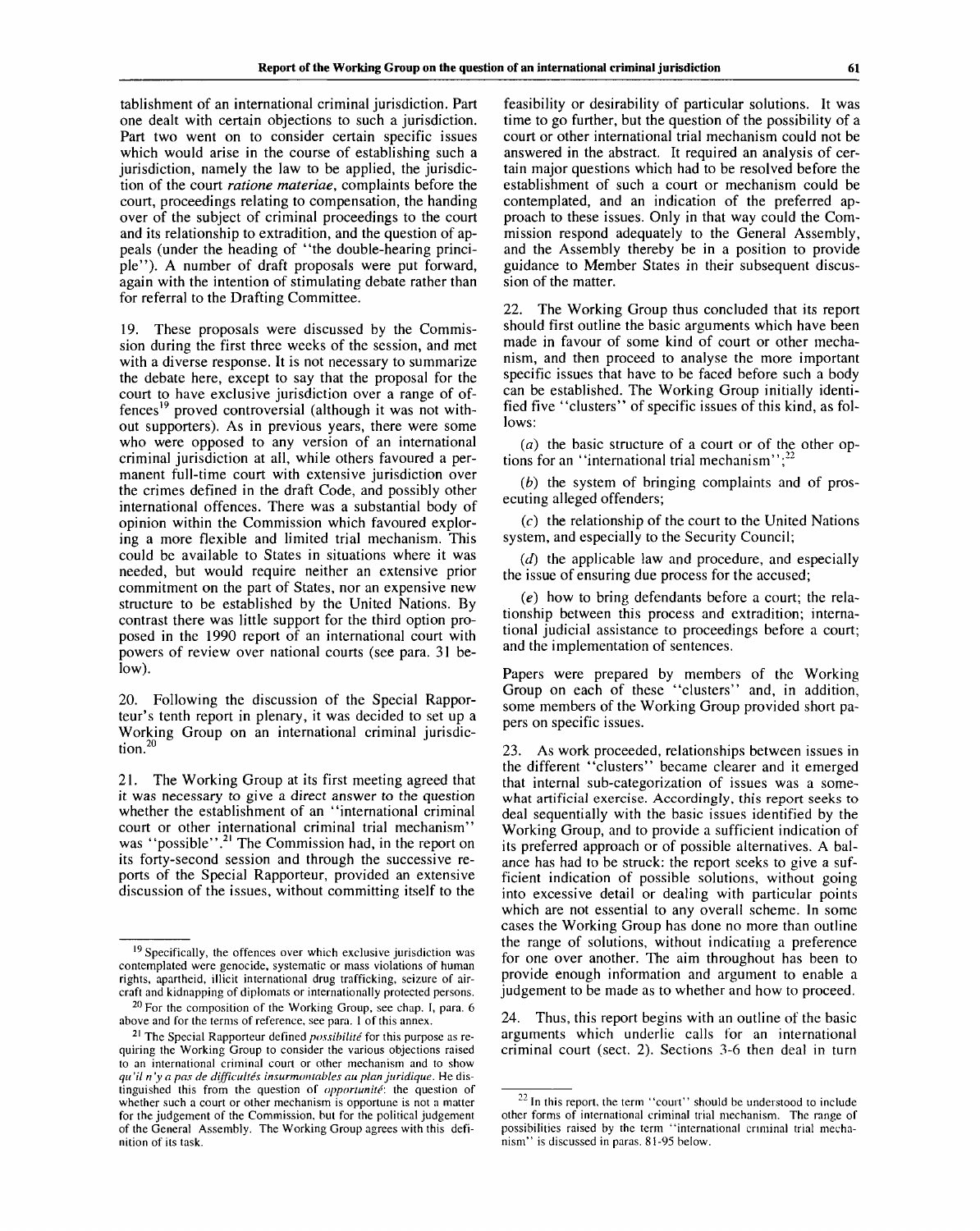tablishment of an international criminal jurisdiction. Part one dealt with certain objections to such a jurisdiction. Part two went on to consider certain specific issues which would arise in the course of establishing such a jurisdiction, namely the law to be applied, the jurisdiction of the court *ratione materiae*, complaints before the court, proceedings relating to compensation, the handing over of the subject of criminal proceedings to the court and its relationship to extradition, and the question of appeals (under the heading of "the double-hearing principle"). A number of draft proposals were put forward, again with the intention of stimulating debate rather than for referral to the Drafting Committee.

19. These proposals were discussed by the Commission during the first three weeks of the session, and met with a diverse response. It is not necessary to summarize the debate here, except to say that the proposal for the court to have exclusive jurisdiction over a range of offences[19] proved controversial (although it was not without supporters). As in previous years, there were some who were opposed to any version of an international criminal jurisdiction at all, while others favoured a permanent full-time court with extensive jurisdiction over the crimes defined in the draft Code, and possibly other international offences. There was a substantial body of opinion within the Commission which favoured exploring a more flexible and limited trial mechanism. This could be available to States in situations where it was needed, but would require neither an extensive prior commitment on the part of States, nor an expensive new structure to be established by the United Nations. By contrast there was little support for the third option proposed in the 1990 report of an international court with powers of review over national courts (see para. 31 below).

20. Following the discussion of the Special Rapporteur's tenth report in plenary, it was decided to set up a Working Group on an international criminal jurisdiction.[20]

21. The Working Group at its first meeting agreed that it was necessary to give a direct answer to the question whether the establishment of an "international criminal court or other international criminal trial mechanism" was "possible".[21] The Commission had, in the report on its forty-second session and through the successive reports of the Special Rapporteur, provided an extensive discussion of the issues, without committing itself to the feasibility or desirability of particular solutions. It was time to go further, but the question of the possibility of a court or other international trial mechanism could not be answered in the abstract. It required an analysis of certain major questions which had to be resolved before the establishment of such a court or mechanism could be contemplated, and an indication of the preferred approach to these issues. Only in that way could the Commission respond adequately to the General Assembly, and the Assembly thereby be in a position to provide guidance to Member States in their subsequent discussion of the matter.

22. The Working Group thus concluded that its report should first outline the basic arguments which have been made in favour of some kind of court or other mechanism, and then proceed to analyse the more important specific issues that have to be faced before such a body can be established. The Working Group initially identified five "clusters" of specific issues of this kind, as follows:

(*a*) the basic structure of a court or of the other options for an "international trial mechanism";[22]

(*b*) the system of bringing complaints and of prosecuting alleged offenders;

(*c*) the relationship of the court to the United Nations system, and especially to the Security Council;

(*d*) the applicable law and procedure, and especially the issue of ensuring due process for the accused;

(*e*) how to bring defendants before a court; the relationship between this process and extradition; international judicial assistance to proceedings before a court; and the implementation of sentences.

Papers were prepared by members of the Working Group on each of these "clusters" and, in addition, some members of the Working Group provided short papers on specific issues.

23. As work proceeded, relationships between issues in the different "clusters" became clearer and it emerged that internal sub-categorization of issues was a somewhat artificial exercise. Accordingly, this report seeks to deal sequentially with the basic issues identified by the Working Group, and to provide a sufficient indication of its preferred approach or of possible alternatives. A balance has had to be struck: the report seeks to give a sufficient indication of possible solutions, without going into excessive detail or dealing with particular points which are not essential to any overall scheme. In some cases the Working Group has done no more than outline the range of solutions, without indicating a preference for one over another. The aim throughout has been to provide enough information and argument to enable a judgement to be made as to whether and how to proceed.

24. Thus, this report begins with an outline of the basic arguments which underlie calls for an international criminal court (sect. 2). Sections 3-6 then deal in turn

---

[19] Specifically, the offences over which exclusive jurisdiction was contemplated were genocide, systematic or mass violations of human rights, apartheid, illicit international drug trafficking, seizure of aircraft and kidnapping of diplomats or internationally protected persons.

[20] For the composition of the Working Group, see chap. I, para. 6 above and for the terms of reference, see para. 1 of this annex.

[21] The Special Rapporteur defined *possibilité* for this purpose as requiring the Working Group to consider the various objections raised to an international criminal court or other mechanism and to show *qu'il n'y a pas de difficultés insurmontables au plan juridique*. He distinguished this from the question of *opportunité*: the question of whether such a court or other mechanism is opportune is not a matter for the judgement of the Commission, but for the political judgement of the General Assembly. The Working Group agrees with this definition of its task.

[22] In this report, the term "court" should be understood to include other forms of international criminal trial mechanism. The range of possibilities raised by the term "international criminal trial mechanism" is discussed in paras. 81-95 below.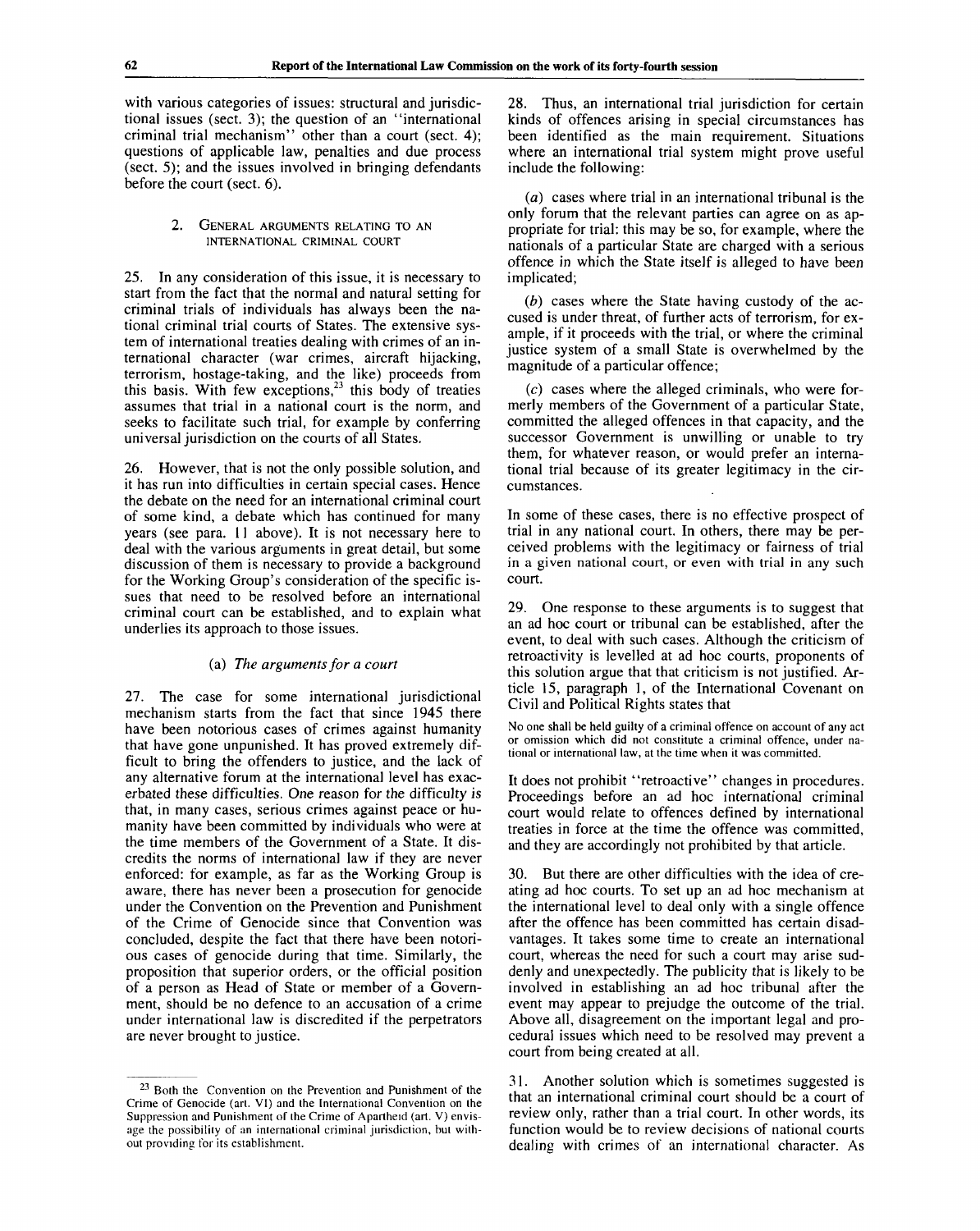with various categories of issues: structural and jurisdictional issues (sect. 3); the question of an "international criminal trial mechanism" other than a court (sect. 4); questions of applicable law, penalties and due process (sect. 5); and the issues involved in bringing defendants before the court (sect. 6).

### 2. General arguments relating to an international criminal court

25. In any consideration of this issue, it is necessary to start from the fact that the normal and natural setting for criminal trials of individuals has always been the national criminal trial courts of States. The extensive system of international treaties dealing with crimes of an international character (war crimes, aircraft hijacking, terrorism, hostage-taking, and the like) proceeds from this basis. With few exceptions,[23] this body of treaties assumes that trial in a national court is the norm, and seeks to facilitate such trial, for example by conferring universal jurisdiction on the courts of all States.

26. However, that is not the only possible solution, and it has run into difficulties in certain special cases. Hence the debate on the need for an international criminal court of some kind, a debate which has continued for many years (see para. 11 above). It is not necessary here to deal with the various arguments in great detail, but some discussion of them is necessary to provide a background for the Working Group's consideration of the specific issues that need to be resolved before an international criminal court can be established, and to explain what underlies its approach to those issues.

#### (a) *The arguments for a court*

27. The case for some international jurisdictional mechanism starts from the fact that since 1945 there have been notorious cases of crimes against humanity that have gone unpunished. It has proved extremely difficult to bring the offenders to justice, and the lack of any alternative forum at the international level has exacerbated these difficulties. One reason for the difficulty is that, in many cases, serious crimes against peace or humanity have been committed by individuals who were at the time members of the Government of a State. It discredits the norms of international law if they are never enforced: for example, as far as the Working Group is aware, there has never been a prosecution for genocide under the Convention on the Prevention and Punishment of the Crime of Genocide since that Convention was concluded, despite the fact that there have been notorious cases of genocide during that time. Similarly, the proposition that superior orders, or the official position of a person as Head of State or member of a Government, should be no defence to an accusation of a crime under international law is discredited if the perpetrators are never brought to justice.

28. Thus, an international trial jurisdiction for certain kinds of offences arising in special circumstances has been identified as the main requirement. Situations where an international trial system might prove useful include the following:

(*a*) cases where trial in an international tribunal is the only forum that the relevant parties can agree on as appropriate for trial: this may be so, for example, where the nationals of a particular State are charged with a serious offence in which the State itself is alleged to have been implicated;

(*b*) cases where the State having custody of the accused is under threat, of further acts of terrorism, for example, if it proceeds with the trial, or where the criminal justice system of a small State is overwhelmed by the magnitude of a particular offence;

(*c*) cases where the alleged criminals, who were formerly members of the Government of a particular State, committed the alleged offences in that capacity, and the successor Government is unwilling or unable to try them, for whatever reason, or would prefer an international trial because of its greater legitimacy in the circumstances.

In some of these cases, there is no effective prospect of trial in any national court. In others, there may be perceived problems with the legitimacy or fairness of trial in a given national court, or even with trial in any such court.

29. One response to these arguments is to suggest that an ad hoc court or tribunal can be established, after the event, to deal with such cases. Although the criticism of retroactivity is levelled at ad hoc courts, proponents of this solution argue that that criticism is not justified. Article 15, paragraph 1, of the International Covenant on Civil and Political Rights states that

> No one shall be held guilty of a criminal offence on account of any act or omission which did not constitute a criminal offence, under national or international law, at the time when it was committed.

It does not prohibit "retroactive" changes in procedures. Proceedings before an ad hoc international criminal court would relate to offences defined by international treaties in force at the time the offence was committed, and they are accordingly not prohibited by that article.

30. But there are other difficulties with the idea of creating ad hoc courts. To set up an ad hoc mechanism at the international level to deal only with a single offence after the offence has been committed has certain disadvantages. It takes some time to create an international court, whereas the need for such a court may arise suddenly and unexpectedly. The publicity that is likely to be involved in establishing an ad hoc tribunal after the event may appear to prejudge the outcome of the trial. Above all, disagreement on the important legal and procedural issues which need to be resolved may prevent a court from being created at all.

31. Another solution which is sometimes suggested is that an international criminal court should be a court of review only, rather than a trial court. In other words, its function would be to review decisions of national courts dealing with crimes of an international character. As

---

[23] Both the Convention on the Prevention and Punishment of the Crime of Genocide (art. VI) and the International Convention on the Suppression and Punishment of the Crime of Apartheid (art. V) envisage the possibility of an international criminal jurisdiction, but without providing for its establishment.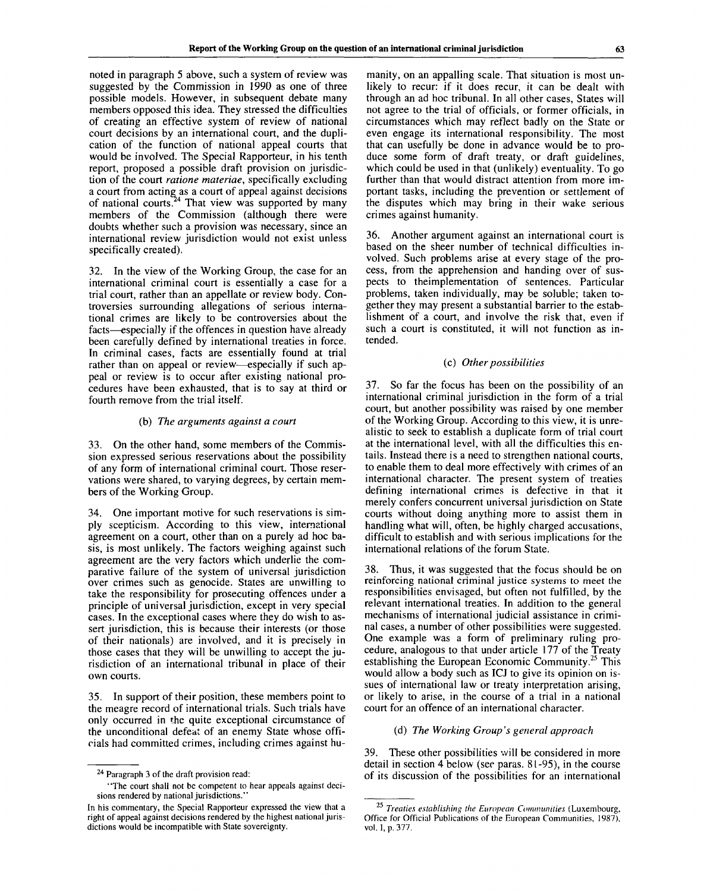noted in paragraph 5 above, such a system of review was suggested by the Commission in 1990 as one of three possible models. However, in subsequent debate many members opposed this idea. They stressed the difficulties of creating an effective system of review of national court decisions by an international court, and the duplication of the function of national appeal courts that would be involved. The Special Rapporteur, in his tenth report, proposed a possible draft provision on jurisdiction of the court *ratione materiae*, specifically excluding a court from acting as a court of appeal against decisions of national courts.[24] That view was supported by many members of the Commission (although there were doubts whether such a provision was necessary, since an international review jurisdiction would not exist unless specifically created).

32. In the view of the Working Group, the case for an international criminal court is essentially a case for a trial court, rather than an appellate or review body. Controversies surrounding allegations of serious international crimes are likely to be controversies about the facts—especially if the offences in question have already been carefully defined by international treaties in force. In criminal cases, facts are essentially found at trial rather than on appeal or review—especially if such appeal or review is to occur after existing national procedures have been exhausted, that is to say at third or fourth remove from the trial itself.

### (b) *The arguments against a court*

33. On the other hand, some members of the Commission expressed serious reservations about the possibility of any form of international criminal court. Those reservations were shared, to varying degrees, by certain members of the Working Group.

34. One important motive for such reservations is simply scepticism. According to this view, international agreement on a court, other than on a purely ad hoc basis, is most unlikely. The factors weighing against such agreement are the very factors which underlie the comparative failure of the system of universal jurisdiction over crimes such as genocide. States are unwilling to take the responsibility for prosecuting offences under a principle of universal jurisdiction, except in very special cases. In the exceptional cases where they do wish to assert jurisdiction, this is because their interests (or those of their nationals) are involved, and it is precisely in those cases that they will be unwilling to accept the jurisdiction of an international tribunal in place of their own courts.

35. In support of their position, these members point to the meagre record of international trials. Such trials have only occurred in the quite exceptional circumstance of the unconditional defeat of an enemy State whose officials had committed crimes, including crimes against humanity, on an appalling scale. That situation is most unlikely to recur: if it does recur, it can be dealt with through an ad hoc tribunal. In all other cases, States will not agree to the trial of officials, or former officials, in circumstances which may reflect badly on the State or even engage its international responsibility. The most that can usefully be done in advance would be to produce some form of draft treaty, or draft guidelines, which could be used in that (unlikely) eventuality. To go further than that would distract attention from more important tasks, including the prevention or settlement of the disputes which may bring in their wake serious crimes against humanity.

36. Another argument against an international court is based on the sheer number of technical difficulties involved. Such problems arise at every stage of the process, from the apprehension and handing over of suspects to theimplementation of sentences. Particular problems, taken individually, may be soluble; taken together they may present a substantial barrier to the establishment of a court, and involve the risk that, even if such a court is constituted, it will not function as intended.

### (c) *Other possibilities*

37. So far the focus has been on the possibility of an international criminal jurisdiction in the form of a trial court, but another possibility was raised by one member of the Working Group. According to this view, it is unrealistic to seek to establish a duplicate form of trial court at the international level, with all the difficulties this entails. Instead there is a need to strengthen national courts, to enable them to deal more effectively with crimes of an international character. The present system of treaties defining international crimes is defective in that it merely confers concurrent universal jurisdiction on State courts without doing anything more to assist them in handling what will, often, be highly charged accusations, difficult to establish and with serious implications for the international relations of the forum State.

38. Thus, it was suggested that the focus should be on reinforcing national criminal justice systems to meet the responsibilities envisaged, but often not fulfilled, by the relevant international treaties. In addition to the general mechanisms of international judicial assistance in criminal cases, a number of other possibilities were suggested. One example was a form of preliminary ruling procedure, analogous to that under article 177 of the Treaty establishing the European Economic Community.[25] This would allow a body such as ICJ to give its opinion on issues of international law or treaty interpretation arising, or likely to arise, in the course of a trial in a national court for an offence of an international character.

### (d) *The Working Group's general approach*

39. These other possibilities will be considered in more detail in section 4 below (see paras. 81-95), in the course of its discussion of the possibilities for an international

---

[24] Paragraph 3 of the draft provision read:

"The court shall not be competent to hear appeals against decisions rendered by national jurisdictions."

In his commentary, the Special Rapporteur expressed the view that a right of appeal against decisions rendered by the highest national jurisdictions would be incompatible with State sovereignty.

[25] *Treaties establishing the European Communities* (Luxembourg, Office for Official Publications of the European Communities, 1987), vol. I, p. 377.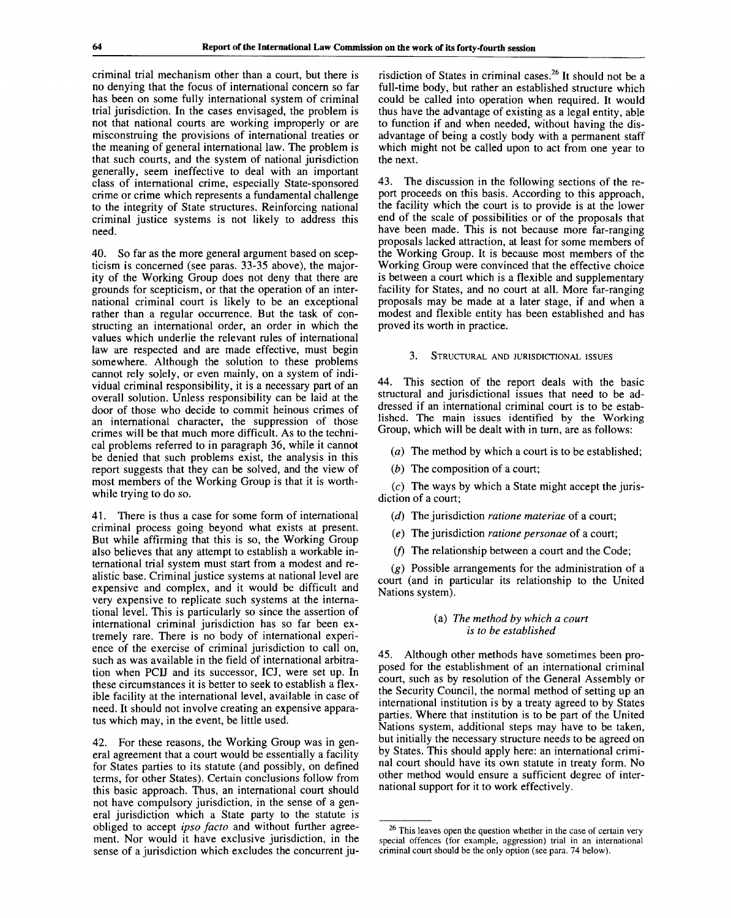criminal trial mechanism other than a court, but there is no denying that the focus of international concern so far has been on some fully international system of criminal trial jurisdiction. In the cases envisaged, the problem is not that national courts are working improperly or are misconstruing the provisions of international treaties or the meaning of general international law. The problem is that such courts, and the system of national jurisdiction generally, seem ineffective to deal with an important class of international crime, especially State-sponsored crime or crime which represents a fundamental challenge to the integrity of State structures. Reinforcing national criminal justice systems is not likely to address this need.

40. So far as the more general argument based on scepticism is concerned (see paras. 33-35 above), the majority of the Working Group does not deny that there are grounds for scepticism, or that the operation of an international criminal court is likely to be an exceptional rather than a regular occurrence. But the task of constructing an international order, an order in which the values which underlie the relevant rules of international law are respected and are made effective, must begin somewhere. Although the solution to these problems cannot rely solely, or even mainly, on a system of individual criminal responsibility, it is a necessary part of an overall solution. Unless responsibility can be laid at the door of those who decide to commit heinous crimes of an international character, the suppression of those crimes will be that much more difficult. As to the technical problems referred to in paragraph 36, while it cannot be denied that such problems exist, the analysis in this report suggests that they can be solved, and the view of most members of the Working Group is that it is worthwhile trying to do so.

41. There is thus a case for some form of international criminal process going beyond what exists at present. But while affirming that this is so, the Working Group also believes that any attempt to establish a workable international trial system must start from a modest and realistic base. Criminal justice systems at national level are expensive and complex, and it would be difficult and very expensive to replicate such systems at the international level. This is particularly so since the assertion of international criminal jurisdiction has so far been extremely rare. There is no body of international experience of the exercise of criminal jurisdiction to call on, such as was available in the field of international arbitration when PCIJ and its successor, ICJ, were set up. In these circumstances it is better to seek to establish a flexible facility at the international level, available in case of need. It should not involve creating an expensive apparatus which may, in the event, be little used.

42. For these reasons, the Working Group was in general agreement that a court would be essentially a facility for States parties to its statute (and possibly, on defined terms, for other States). Certain conclusions follow from this basic approach. Thus, an international court should not have compulsory jurisdiction, in the sense of a general jurisdiction which a State party to the statute is obliged to accept *ipso facto* and without further agreement. Nor would it have exclusive jurisdiction, in the sense of a jurisdiction which excludes the concurrent jurisdiction of States in criminal cases.[26] It should not be a full-time body, but rather an established structure which could be called into operation when required. It would thus have the advantage of existing as a legal entity, able to function if and when needed, without having the disadvantage of being a costly body with a permanent staff which might not be called upon to act from one year to the next.

43. The discussion in the following sections of the report proceeds on this basis. According to this approach, the facility which the court is to provide is at the lower end of the scale of possibilities or of the proposals that have been made. This is not because more far-ranging proposals lacked attraction, at least for some members of the Working Group. It is because most members of the Working Group were convinced that the effective choice is between a court which is a flexible and supplementary facility for States, and no court at all. More far-ranging proposals may be made at a later stage, if and when a modest and flexible entity has been established and has proved its worth in practice.

### 3. Structural and jurisdictional issues

44. This section of the report deals with the basic structural and jurisdictional issues that need to be addressed if an international criminal court is to be established. The main issues identified by the Working Group, which will be dealt with in turn, are as follows:

(*a*) The method by which a court is to be established;

(*b*) The composition of a court;

(*c*) The ways by which a State might accept the jurisdiction of a court;

(*d*) The jurisdiction *ratione materiae* of a court;

(*e*) The jurisdiction *ratione personae* of a court;

(*f*) The relationship between a court and the Code;

(*g*) Possible arrangements for the administration of a court (and in particular its relationship to the United Nations system).

#### (a) *The method by which a court is to be established*

45. Although other methods have sometimes been proposed for the establishment of an international criminal court, such as by resolution of the General Assembly or the Security Council, the normal method of setting up an international institution is by a treaty agreed to by States parties. Where that institution is to be part of the United Nations system, additional steps may have to be taken, but initially the necessary structure needs to be agreed on by States. This should apply here: an international criminal court should have its own statute in treaty form. No other method would ensure a sufficient degree of international support for it to work effectively.

---

[26] This leaves open the question whether in the case of certain very special offences (for example, aggression) trial in an international criminal court should be the only option (see para. 74 below).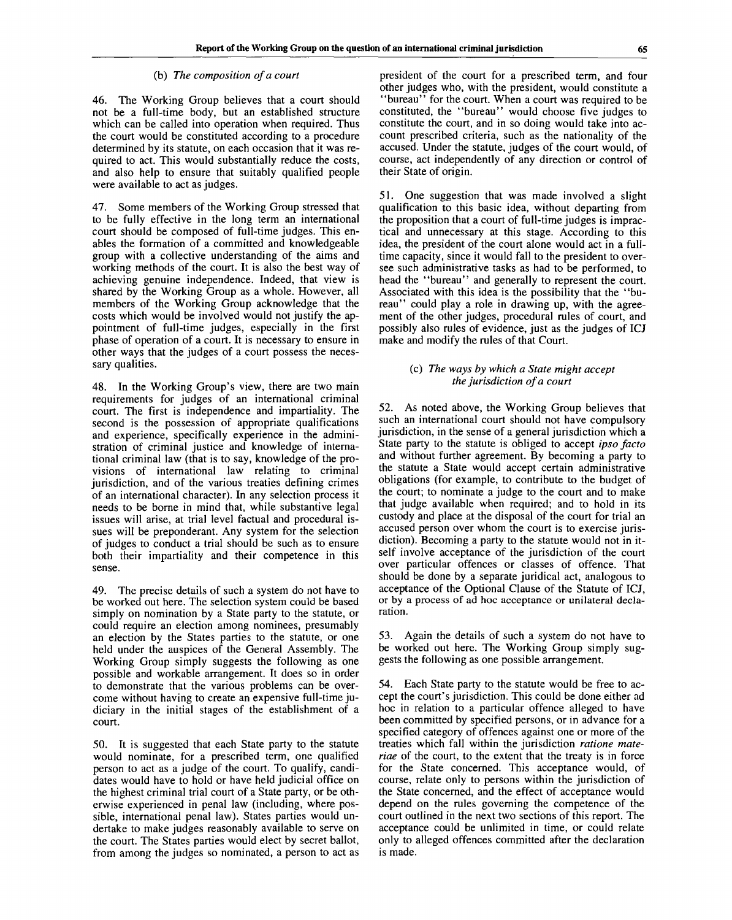### (b) *The composition of a court*

46. The Working Group believes that a court should not be a full-time body, but an established structure which can be called into operation when required. Thus the court would be constituted according to a procedure determined by its statute, on each occasion that it was required to act. This would substantially reduce the costs, and also help to ensure that suitably qualified people were available to act as judges.

47. Some members of the Working Group stressed that to be fully effective in the long term an international court should be composed of full-time judges. This enables the formation of a committed and knowledgeable group with a collective understanding of the aims and working methods of the court. It is also the best way of achieving genuine independence. Indeed, that view is shared by the Working Group as a whole. However, all members of the Working Group acknowledge that the costs which would be involved would not justify the appointment of full-time judges, especially in the first phase of operation of a court. It is necessary to ensure in other ways that the judges of a court possess the necessary qualities.

48. In the Working Group's view, there are two main requirements for judges of an international criminal court. The first is independence and impartiality. The second is the possession of appropriate qualifications and experience, specifically experience in the administration of criminal justice and knowledge of international criminal law (that is to say, knowledge of the provisions of international law relating to criminal jurisdiction, and of the various treaties defining crimes of an international character). In any selection process it needs to be borne in mind that, while substantive legal issues will arise, at trial level factual and procedural issues will be preponderant. Any system for the selection of judges to conduct a trial should be such as to ensure both their impartiality and their competence in this sense.

49. The precise details of such a system do not have to be worked out here. The selection system could be based simply on nomination by a State party to the statute, or could require an election among nominees, presumably an election by the States parties to the statute, or one held under the auspices of the General Assembly. The Working Group simply suggests the following as one possible and workable arrangement. It does so in order to demonstrate that the various problems can be overcome without having to create an expensive full-time judiciary in the initial stages of the establishment of a court.

50. It is suggested that each State party to the statute would nominate, for a prescribed term, one qualified person to act as a judge of the court. To qualify, candidates would have to hold or have held judicial office on the highest criminal trial court of a State party, or be otherwise experienced in penal law (including, where possible, international penal law). States parties would undertake to make judges reasonably available to serve on the court. The States parties would elect by secret ballot, from among the judges so nominated, a person to act as president of the court for a prescribed term, and four other judges who, with the president, would constitute a "bureau" for the court. When a court was required to be constituted, the "bureau" would choose five judges to constitute the court, and in so doing would take into account prescribed criteria, such as the nationality of the accused. Under the statute, judges of the court would, of course, act independently of any direction or control of their State of origin.

51. One suggestion that was made involved a slight qualification to this basic idea, without departing from the proposition that a court of full-time judges is impractical and unnecessary at this stage. According to this idea, the president of the court alone would act in a full-time capacity, since it would fall to the president to oversee such administrative tasks as had to be performed, to head the "bureau" and generally to represent the court. Associated with this idea is the possibility that the "bureau" could play a role in drawing up, with the agreement of the other judges, procedural rules of court, and possibly also rules of evidence, just as the judges of ICJ make and modify the rules of that Court.

### (c) *The ways by which a State might accept the jurisdiction of a court*

52. As noted above, the Working Group believes that such an international court should not have compulsory jurisdiction, in the sense of a general jurisdiction which a State party to the statute is obliged to accept *ipso facto* and without further agreement. By becoming a party to the statute a State would accept certain administrative obligations (for example, to contribute to the budget of the court; to nominate a judge to the court and to make that judge available when required; and to hold in its custody and place at the disposal of the court for trial an accused person over whom the court is to exercise jurisdiction). Becoming a party to the statute would not in itself involve acceptance of the jurisdiction of the court over particular offences or classes of offence. That should be done by a separate juridical act, analogous to acceptance of the Optional Clause of the Statute of ICJ, or by a process of ad hoc acceptance or unilateral declaration.

53. Again the details of such a system do not have to be worked out here. The Working Group simply suggests the following as one possible arrangement.

54. Each State party to the statute would be free to accept the court's jurisdiction. This could be done either ad hoc in relation to a particular offence alleged to have been committed by specified persons, or in advance for a specified category of offences against one or more of the treaties which fall within the jurisdiction *ratione materiae* of the court, to the extent that the treaty is in force for the State concerned. This acceptance would, of course, relate only to persons within the jurisdiction of the State concerned, and the effect of acceptance would depend on the rules governing the competence of the court outlined in the next two sections of this report. The acceptance could be unlimited in time, or could relate only to alleged offences committed after the declaration is made.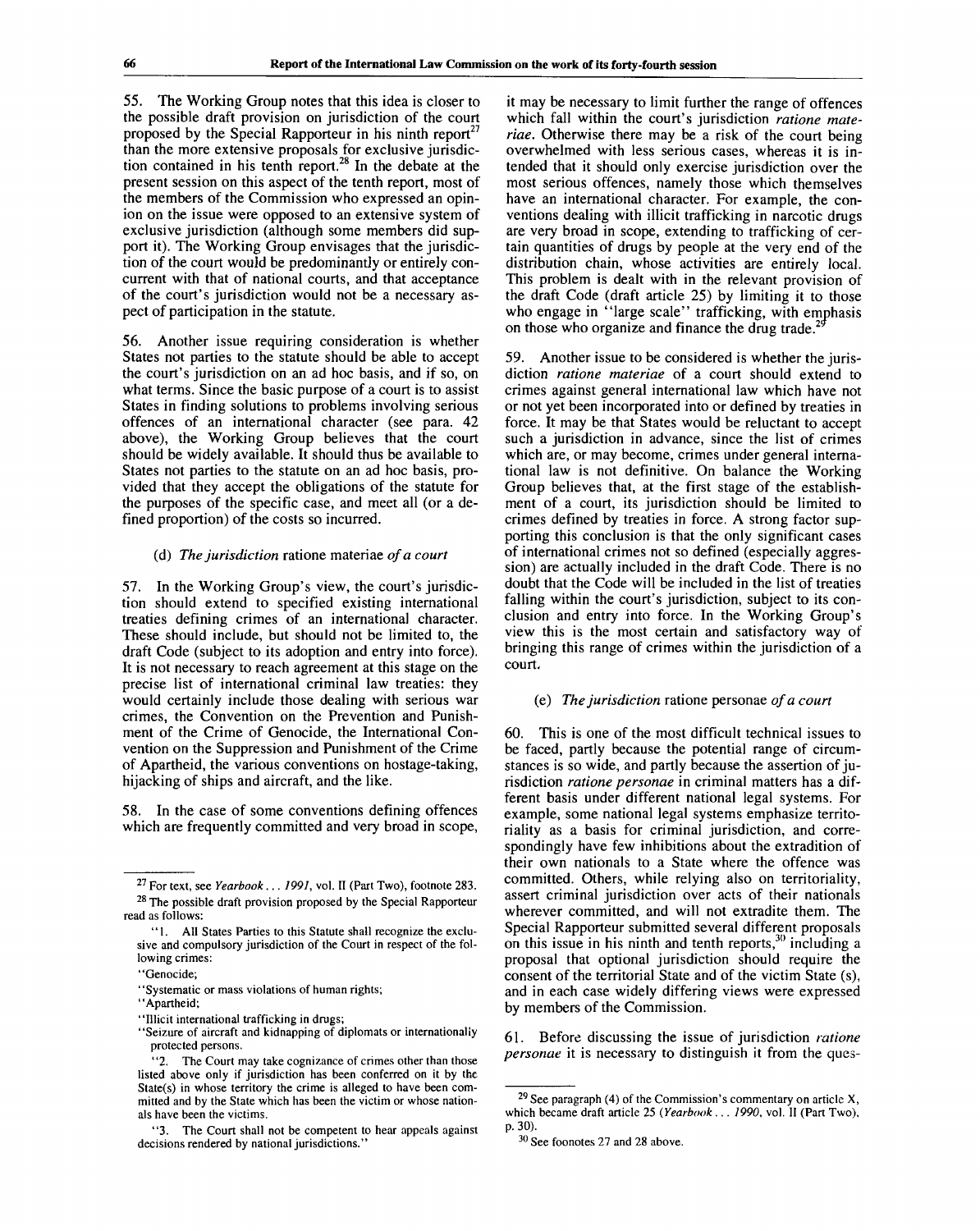55. The Working Group notes that this idea is closer to the possible draft provision on jurisdiction of the court proposed by the Special Rapporteur in his ninth report[27] than the more extensive proposals for exclusive jurisdiction contained in his tenth report.[28] In the debate at the present session on this aspect of the tenth report, most of the members of the Commission who expressed an opinion on the issue were opposed to an extensive system of exclusive jurisdiction (although some members did support it). The Working Group envisages that the jurisdiction of the court would be predominantly or entirely concurrent with that of national courts, and that acceptance of the court's jurisdiction would not be a necessary aspect of participation in the statute.

56. Another issue requiring consideration is whether States not parties to the statute should be able to accept the court's jurisdiction on an ad hoc basis, and if so, on what terms. Since the basic purpose of a court is to assist States in finding solutions to problems involving serious offences of an international character (see para. 42 above), the Working Group believes that the court should be widely available. It should thus be available to States not parties to the statute on an ad hoc basis, provided that they accept the obligations of the statute for the purposes of the specific case, and meet all (or a defined proportion) of the costs so incurred.

### (d) *The jurisdiction* ratione materiae *of a court*

57. In the Working Group's view, the court's jurisdiction should extend to specified existing international treaties defining crimes of an international character. These should include, but should not be limited to, the draft Code (subject to its adoption and entry into force). It is not necessary to reach agreement at this stage on the precise list of international criminal law treaties: they would certainly include those dealing with serious war crimes, the Convention on the Prevention and Punishment of the Crime of Genocide, the International Convention on the Suppression and Punishment of the Crime of Apartheid, the various conventions on hostage-taking, hijacking of ships and aircraft, and the like.

58. In the case of some conventions defining offences which are frequently committed and very broad in scope, it may be necessary to limit further the range of offences which fall within the court's jurisdiction *ratione materiae*. Otherwise there may be a risk of the court being overwhelmed with less serious cases, whereas it is intended that it should only exercise jurisdiction over the most serious offences, namely those which themselves have an international character. For example, the conventions dealing with illicit trafficking in narcotic drugs are very broad in scope, extending to trafficking of certain quantities of drugs by people at the very end of the distribution chain, whose activities are entirely local. This problem is dealt with in the relevant provision of the draft Code (draft article 25) by limiting it to those who engage in "large scale" trafficking, with emphasis on those who organize and finance the drug trade.[29]

59. Another issue to be considered is whether the jurisdiction *ratione materiae* of a court should extend to crimes against general international law which have not or not yet been incorporated into or defined by treaties in force. It may be that States would be reluctant to accept such a jurisdiction in advance, since the list of crimes which are, or may become, crimes under general international law is not definitive. On balance the Working Group believes that, at the first stage of the establishment of a court, its jurisdiction should be limited to crimes defined by treaties in force. A strong factor supporting this conclusion is that the only significant cases of international crimes not so defined (especially aggression) are actually included in the draft Code. There is no doubt that the Code will be included in the list of treaties falling within the court's jurisdiction, subject to its conclusion and entry into force. In the Working Group's view this is the most certain and satisfactory way of bringing this range of crimes within the jurisdiction of a court.

### (e) *The jurisdiction* ratione personae *of a court*

60. This is one of the most difficult technical issues to be faced, partly because the potential range of circumstances is so wide, and partly because the assertion of jurisdiction *ratione personae* in criminal matters has a different basis under different national legal systems. For example, some national legal systems emphasize territoriality as a basis for criminal jurisdiction, and correspondingly have few inhibitions about the extradition of their own nationals to a State where the offence was committed. Others, while relying also on territoriality, assert criminal jurisdiction over acts of their nationals wherever committed, and will not extradite them. The Special Rapporteur submitted several different proposals on this issue in his ninth and tenth reports,[30] including a proposal that optional jurisdiction should require the consent of the territorial State and of the victim State (s), and in each case widely differing views were expressed by members of the Commission.

61. Before discussing the issue of jurisdiction *ratione personae* it is necessary to distinguish it from the ques-

---

[27] For text, see *Yearbook . . . 1991*, vol. II (Part Two), footnote 283.

[28] The possible draft provision proposed by the Special Rapporteur read as follows:

"1. All States Parties to this Statute shall recognize the exclusive and compulsory jurisdiction of the Court in respect of the following crimes:

"Genocide;

"Systematic or mass violations of human rights;

"Apartheid;

"Illicit international trafficking in drugs;

"Seizure of aircraft and kidnapping of diplomats or internationally protected persons.

"2. The Court may take cognizance of crimes other than those listed above only if jurisdiction has been conferred on it by the State(s) in whose territory the crime is alleged to have been committed and by the State which has been the victim or whose nationals have been the victims.

"3. The Court shall not be competent to hear appeals against decisions rendered by national jurisdictions."

[29] See paragraph (4) of the Commission's commentary on article X, which became draft article 25 (*Yearbook . . . 1990*, vol. II (Part Two), p. 30).

[30] See foonotes 27 and 28 above.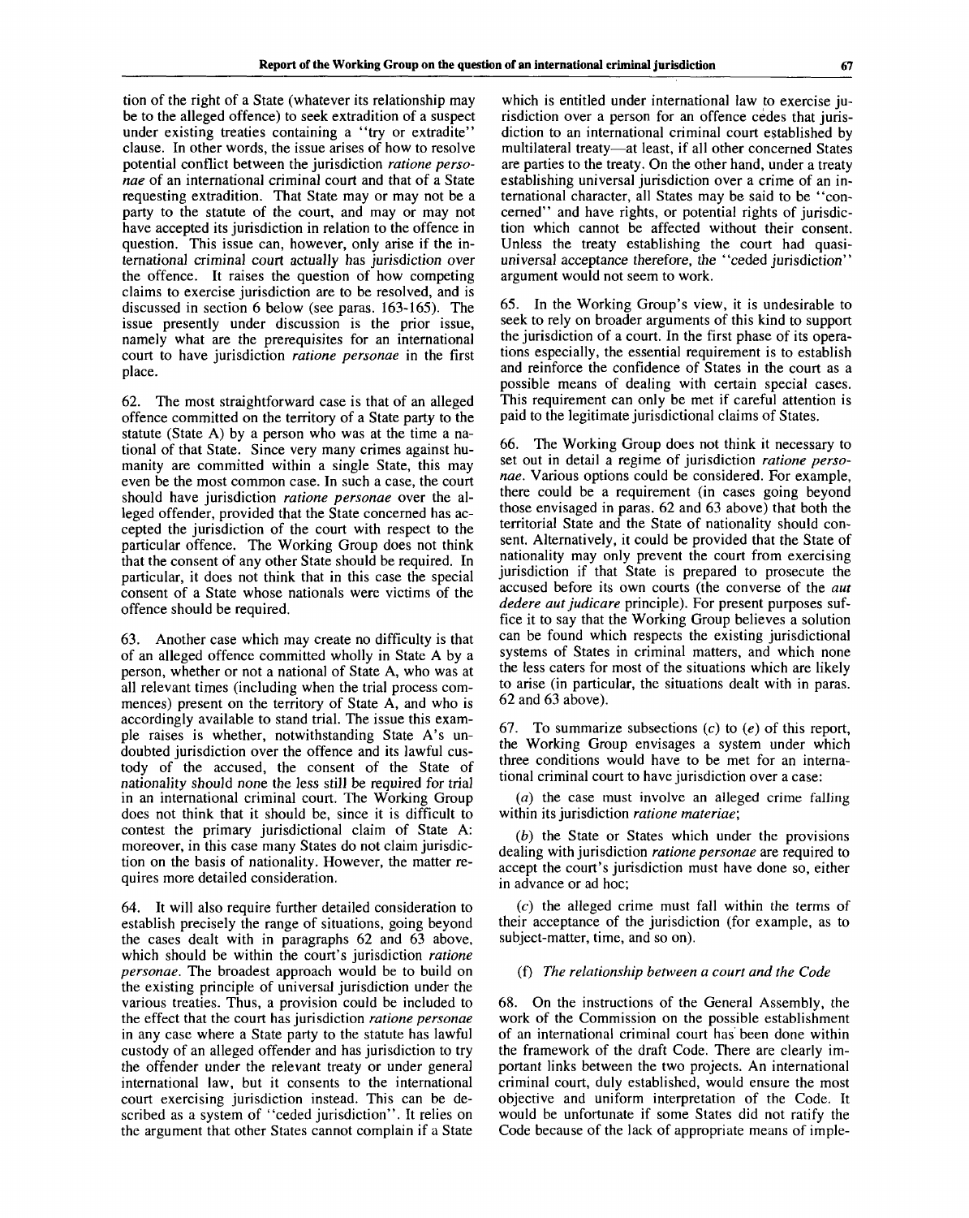tion of the right of a State (whatever its relationship may be to the alleged offence) to seek extradition of a suspect under existing treaties containing a "try or extradite" clause. In other words, the issue arises of how to resolve potential conflict between the jurisdiction *ratione personae* of an international criminal court and that of a State requesting extradition. That State may or may not be a party to the statute of the court, and may or may not have accepted its jurisdiction in relation to the offence in question. This issue can, however, only arise if the international criminal court actually has jurisdiction over the offence. It raises the question of how competing claims to exercise jurisdiction are to be resolved, and is discussed in section 6 below (see paras. 163-165). The issue presently under discussion is the prior issue, namely what are the prerequisites for an international court to have jurisdiction *ratione personae* in the first place.

62. The most straightforward case is that of an alleged offence committed on the territory of a State party to the statute (State A) by a person who was at the time a national of that State. Since very many crimes against humanity are committed within a single State, this may even be the most common case. In such a case, the court should have jurisdiction *ratione personae* over the alleged offender, provided that the State concerned has accepted the jurisdiction of the court with respect to the particular offence. The Working Group does not think that the consent of any other State should be required. In particular, it does not think that in this case the special consent of a State whose nationals were victims of the offence should be required.

63. Another case which may create no difficulty is that of an alleged offence committed wholly in State A by a person, whether or not a national of State A, who was at all relevant times (including when the trial process commences) present on the territory of State A, and who is accordingly available to stand trial. The issue this example raises is whether, notwithstanding State A's undoubted jurisdiction over the offence and its lawful custody of the accused, the consent of the State of nationality should none the less still be required for trial in an international criminal court. The Working Group does not think that it should be, since it is difficult to contest the primary jurisdictional claim of State A: moreover, in this case many States do not claim jurisdiction on the basis of nationality. However, the matter requires more detailed consideration.

64. It will also require further detailed consideration to establish precisely the range of situations, going beyond the cases dealt with in paragraphs 62 and 63 above, which should be within the court's jurisdiction *ratione personae*. The broadest approach would be to build on the existing principle of universal jurisdiction under the various treaties. Thus, a provision could be included to the effect that the court has jurisdiction *ratione personae* in any case where a State party to the statute has lawful custody of an alleged offender and has jurisdiction to try the offender under the relevant treaty or under general international law, but it consents to the international court exercising jurisdiction instead. This can be described as a system of "ceded jurisdiction". It relies on the argument that other States cannot complain if a State which is entitled under international law to exercise jurisdiction over a person for an offence cedes that jurisdiction to an international criminal court established by multilateral treaty—at least, if all other concerned States are parties to the treaty. On the other hand, under a treaty establishing universal jurisdiction over a crime of an international character, all States may be said to be "concerned" and have rights, or potential rights of jurisdiction which cannot be affected without their consent. Unless the treaty establishing the court had quasi-universal acceptance therefore, the "ceded jurisdiction" argument would not seem to work.

65. In the Working Group's view, it is undesirable to seek to rely on broader arguments of this kind to support the jurisdiction of a court. In the first phase of its operations especially, the essential requirement is to establish and reinforce the confidence of States in the court as a possible means of dealing with certain special cases. This requirement can only be met if careful attention is paid to the legitimate jurisdictional claims of States.

66. The Working Group does not think it necessary to set out in detail a regime of jurisdiction *ratione personae*. Various options could be considered. For example, there could be a requirement (in cases going beyond those envisaged in paras. 62 and 63 above) that both the territorial State and the State of nationality should consent. Alternatively, it could be provided that the State of nationality may only prevent the court from exercising jurisdiction if that State is prepared to prosecute the accused before its own courts (the converse of the *aut dedere aut judicare* principle). For present purposes suffice it to say that the Working Group believes a solution can be found which respects the existing jurisdictional systems of States in criminal matters, and which none the less caters for most of the situations which are likely to arise (in particular, the situations dealt with in paras. 62 and 63 above).

67. To summarize subsections (*c*) to (*e*) of this report, the Working Group envisages a system under which three conditions would have to be met for an international criminal court to have jurisdiction over a case:

(*a*) the case must involve an alleged crime falling within its jurisdiction *ratione materiae*;

(*b*) the State or States which under the provisions dealing with jurisdiction *ratione personae* are required to accept the court's jurisdiction must have done so, either in advance or ad hoc;

(*c*) the alleged crime must fall within the terms of their acceptance of the jurisdiction (for example, as to subject-matter, time, and so on).

### (f) *The relationship between a court and the Code*

68. On the instructions of the General Assembly, the work of the Commission on the possible establishment of an international criminal court has been done within the framework of the draft Code. There are clearly important links between the two projects. An international criminal court, duly established, would ensure the most objective and uniform interpretation of the Code. It would be unfortunate if some States did not ratify the Code because of the lack of appropriate means of imple-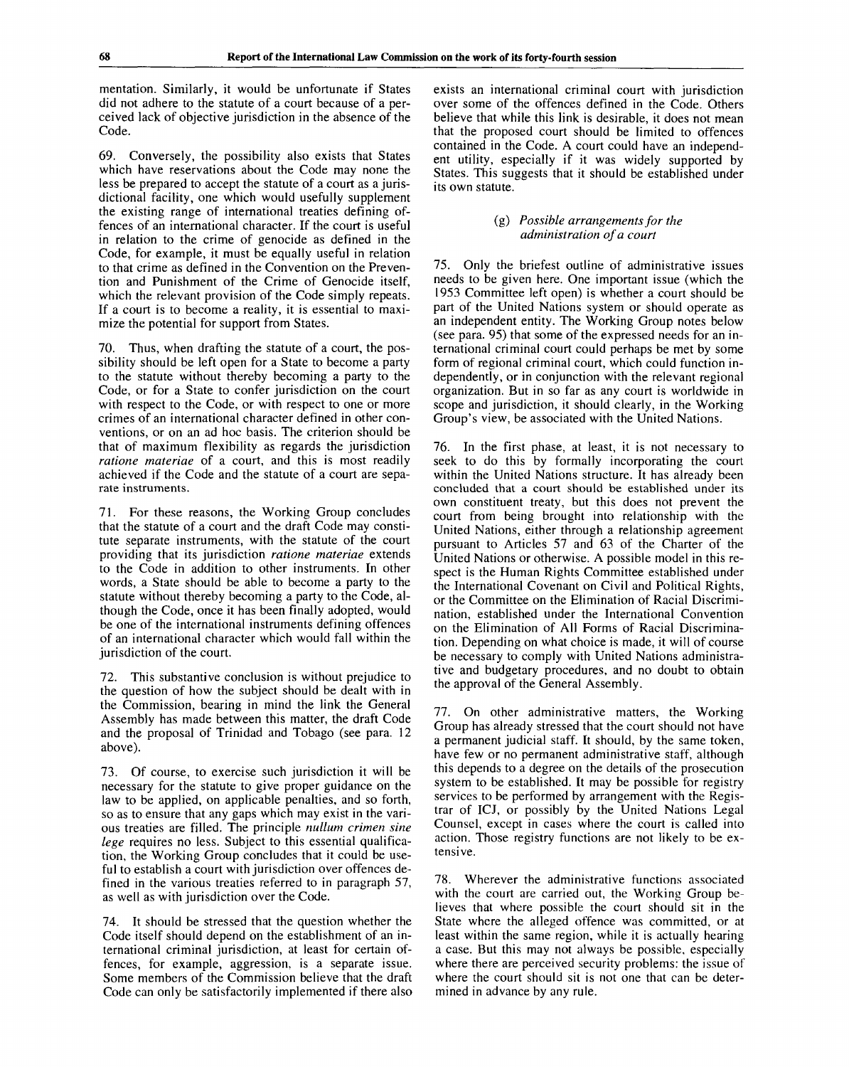mentation. Similarly, it would be unfortunate if States did not adhere to the statute of a court because of a perceived lack of objective jurisdiction in the absence of the Code.

69. Conversely, the possibility also exists that States which have reservations about the Code may none the less be prepared to accept the statute of a court as a jurisdictional facility, one which would usefully supplement the existing range of international treaties defining offences of an international character. If the court is useful in relation to the crime of genocide as defined in the Code, for example, it must be equally useful in relation to that crime as defined in the Convention on the Prevention and Punishment of the Crime of Genocide itself, which the relevant provision of the Code simply repeats. If a court is to become a reality, it is essential to maximize the potential for support from States.

70. Thus, when drafting the statute of a court, the possibility should be left open for a State to become a party to the statute without thereby becoming a party to the Code, or for a State to confer jurisdiction on the court with respect to the Code, or with respect to one or more crimes of an international character defined in other conventions, or on an ad hoc basis. The criterion should be that of maximum flexibility as regards the jurisdiction *ratione materiae* of a court, and this is most readily achieved if the Code and the statute of a court are separate instruments.

71. For these reasons, the Working Group concludes that the statute of a court and the draft Code may constitute separate instruments, with the statute of the court providing that its jurisdiction *ratione materiae* extends to the Code in addition to other instruments. In other words, a State should be able to become a party to the statute without thereby becoming a party to the Code, although the Code, once it has been finally adopted, would be one of the international instruments defining offences of an international character which would fall within the jurisdiction of the court.

72. This substantive conclusion is without prejudice to the question of how the subject should be dealt with in the Commission, bearing in mind the link the General Assembly has made between this matter, the draft Code and the proposal of Trinidad and Tobago (see para. 12 above).

73. Of course, to exercise such jurisdiction it will be necessary for the statute to give proper guidance on the law to be applied, on applicable penalties, and so forth, so as to ensure that any gaps which may exist in the various treaties are filled. The principle *nullum crimen sine lege* requires no less. Subject to this essential qualification, the Working Group concludes that it could be useful to establish a court with jurisdiction over offences defined in the various treaties referred to in paragraph 57, as well as with jurisdiction over the Code.

74. It should be stressed that the question whether the Code itself should depend on the establishment of an international criminal jurisdiction, at least for certain offences, for example, aggression, is a separate issue. Some members of the Commission believe that the draft Code can only be satisfactorily implemented if there also exists an international criminal court with jurisdiction over some of the offences defined in the Code. Others believe that while this link is desirable, it does not mean that the proposed court should be limited to offences contained in the Code. A court could have an independent utility, especially if it was widely supported by States. This suggests that it should be established under its own statute.

### (g) *Possible arrangements for the administration of a court*

75. Only the briefest outline of administrative issues needs to be given here. One important issue (which the 1953 Committee left open) is whether a court should be part of the United Nations system or should operate as an independent entity. The Working Group notes below (see para. 95) that some of the expressed needs for an international criminal court could perhaps be met by some form of regional criminal court, which could function independently, or in conjunction with the relevant regional organization. But in so far as any court is worldwide in scope and jurisdiction, it should clearly, in the Working Group's view, be associated with the United Nations.

76. In the first phase, at least, it is not necessary to seek to do this by formally incorporating the court within the United Nations structure. It has already been concluded that a court should be established under its own constituent treaty, but this does not prevent the court from being brought into relationship with the United Nations, either through a relationship agreement pursuant to Articles 57 and 63 of the Charter of the United Nations or otherwise. A possible model in this respect is the Human Rights Committee established under the International Covenant on Civil and Political Rights, or the Committee on the Elimination of Racial Discrimination, established under the International Convention on the Elimination of All Forms of Racial Discrimination. Depending on what choice is made, it will of course be necessary to comply with United Nations administrative and budgetary procedures, and no doubt to obtain the approval of the General Assembly.

77. On other administrative matters, the Working Group has already stressed that the court should not have a permanent judicial staff. It should, by the same token, have few or no permanent administrative staff, although this depends to a degree on the details of the prosecution system to be established. It may be possible for registry services to be performed by arrangement with the Registrar of ICJ, or possibly by the United Nations Legal Counsel, except in cases where the court is called into action. Those registry functions are not likely to be extensive.

78. Wherever the administrative functions associated with the court are carried out, the Working Group believes that where possible the court should sit in the State where the alleged offence was committed, or at least within the same region, while it is actually hearing a case. But this may not always be possible, especially where there are perceived security problems: the issue of where the court should sit is not one that can be determined in advance by any rule.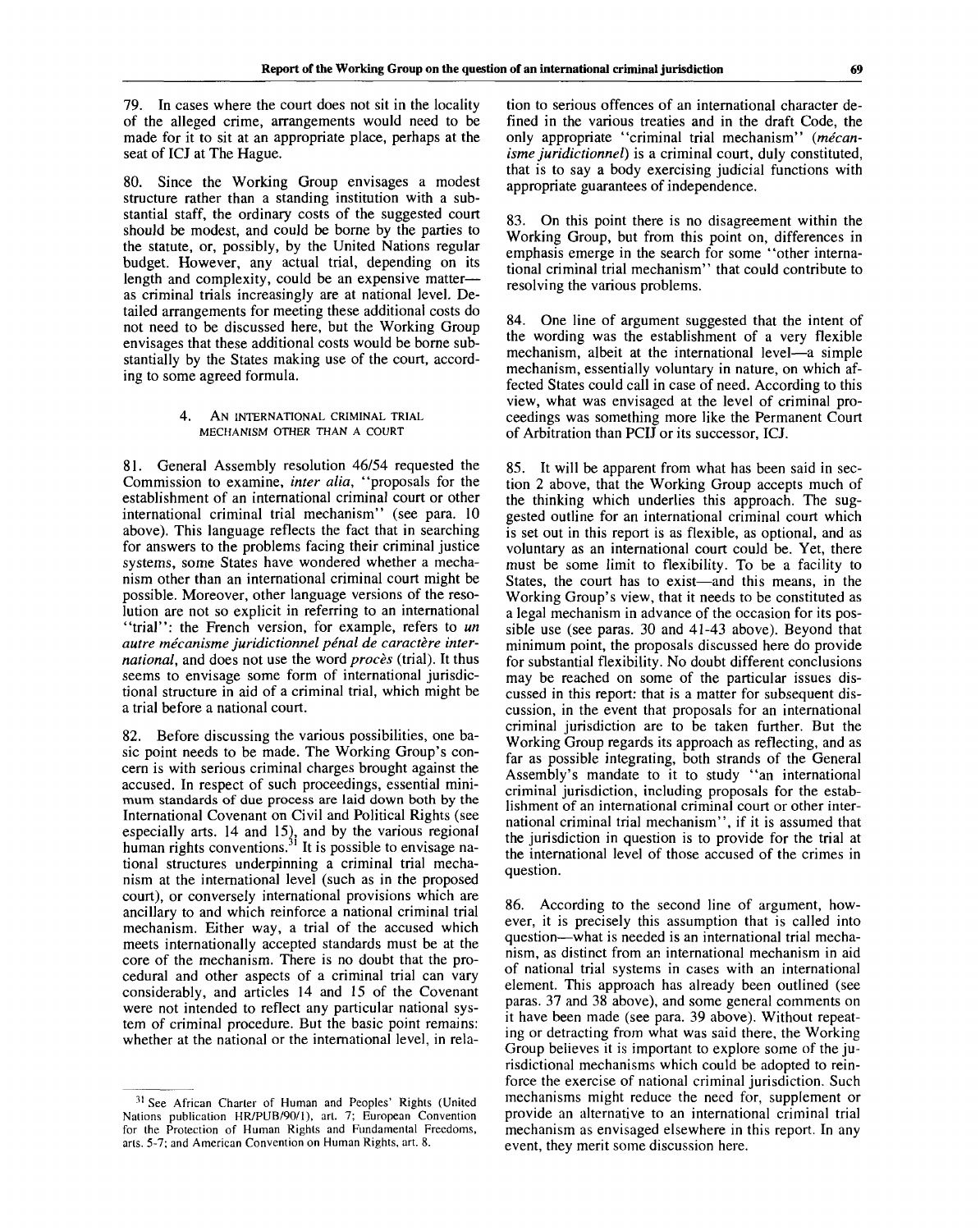79. In cases where the court does not sit in the locality of the alleged crime, arrangements would need to be made for it to sit at an appropriate place, perhaps at the seat of ICJ at The Hague.

80. Since the Working Group envisages a modest structure rather than a standing institution with a substantial staff, the ordinary costs of the suggested court should be modest, and could be borne by the parties to the statute, or, possibly, by the United Nations regular budget. However, any actual trial, depending on its length and complexity, could be an expensive matter—as criminal trials increasingly are at national level. Detailed arrangements for meeting these additional costs do not need to be discussed here, but the Working Group envisages that these additional costs would be borne substantially by the States making use of the court, according to some agreed formula.

#### 4. AN INTERNATIONAL CRIMINAL TRIAL MECHANISM OTHER THAN A COURT

81. General Assembly resolution 46/54 requested the Commission to examine, *inter alia*, "proposals for the establishment of an international criminal court or other international criminal trial mechanism" (see para. 10 above). This language reflects the fact that in searching for answers to the problems facing their criminal justice systems, some States have wondered whether a mechanism other than an international criminal court might be possible. Moreover, other language versions of the resolution are not so explicit in referring to an international "trial": the French version, for example, refers to *un autre mécanisme juridictionnel pénal de caractère international*, and does not use the word *procès* (trial). It thus seems to envisage some form of international jurisdictional structure in aid of a criminal trial, which might be a trial before a national court.

82. Before discussing the various possibilities, one basic point needs to be made. The Working Group's concern is with serious criminal charges brought against the accused. In respect of such proceedings, essential minimum standards of due process are laid down both by the International Covenant on Civil and Political Rights (see especially arts. 14 and 15), and by the various regional human rights conventions.[31] It is possible to envisage national structures underpinning a criminal trial mechanism at the international level (such as in the proposed court), or conversely international provisions which are ancillary to and which reinforce a national criminal trial mechanism. Either way, a trial of the accused which meets internationally accepted standards must be at the core of the mechanism. There is no doubt that the procedural and other aspects of a criminal trial can vary considerably, and articles 14 and 15 of the Covenant were not intended to reflect any particular national system of criminal procedure. But the basic point remains: whether at the national or the international level, in relation to serious offences of an international character defined in the various treaties and in the draft Code, the only appropriate "criminal trial mechanism" (*mécanisme juridictionnel*) is a criminal court, duly constituted, that is to say a body exercising judicial functions with appropriate guarantees of independence.

83. On this point there is no disagreement within the Working Group, but from this point on, differences in emphasis emerge in the search for some "other international criminal trial mechanism" that could contribute to resolving the various problems.

84. One line of argument suggested that the intent of the wording was the establishment of a very flexible mechanism, albeit at the international level—a simple mechanism, essentially voluntary in nature, on which affected States could call in case of need. According to this view, what was envisaged at the level of criminal proceedings was something more like the Permanent Court of Arbitration than PCIJ or its successor, ICJ.

85. It will be apparent from what has been said in section 2 above, that the Working Group accepts much of the thinking which underlies this approach. The suggested outline for an international criminal court which is set out in this report is as flexible, as optional, and as voluntary as an international court could be. Yet, there must be some limit to flexibility. To be a facility to States, the court has to exist—and this means, in the Working Group's view, that it needs to be constituted as a legal mechanism in advance of the occasion for its possible use (see paras. 30 and 41-43 above). Beyond that minimum point, the proposals discussed here do provide for substantial flexibility. No doubt different conclusions may be reached on some of the particular issues discussed in this report: that is a matter for subsequent discussion, in the event that proposals for an international criminal jurisdiction are to be taken further. But the Working Group regards its approach as reflecting, and as far as possible integrating, both strands of the General Assembly's mandate to it to study "an international criminal jurisdiction, including proposals for the establishment of an international criminal court or other international criminal trial mechanism", if it is assumed that the jurisdiction in question is to provide for the trial at the international level of those accused of the crimes in question.

86. According to the second line of argument, however, it is precisely this assumption that is called into question—what is needed is an international trial mechanism, as distinct from an international mechanism in aid of national trial systems in cases with an international element. This approach has already been outlined (see paras. 37 and 38 above), and some general comments on it have been made (see para. 39 above). Without repeating or detracting from what was said there, the Working Group believes it is important to explore some of the jurisdictional mechanisms which could be adopted to reinforce the exercise of national criminal jurisdiction. Such mechanisms might reduce the need for, supplement or provide an alternative to an international criminal trial mechanism as envisaged elsewhere in this report. In any event, they merit some discussion here.

---

[31] See African Charter of Human and Peoples' Rights (United Nations publication HR/PUB/90/1), art. 7; European Convention for the Protection of Human Rights and Fundamental Freedoms, arts. 5-7; and American Convention on Human Rights, art. 8.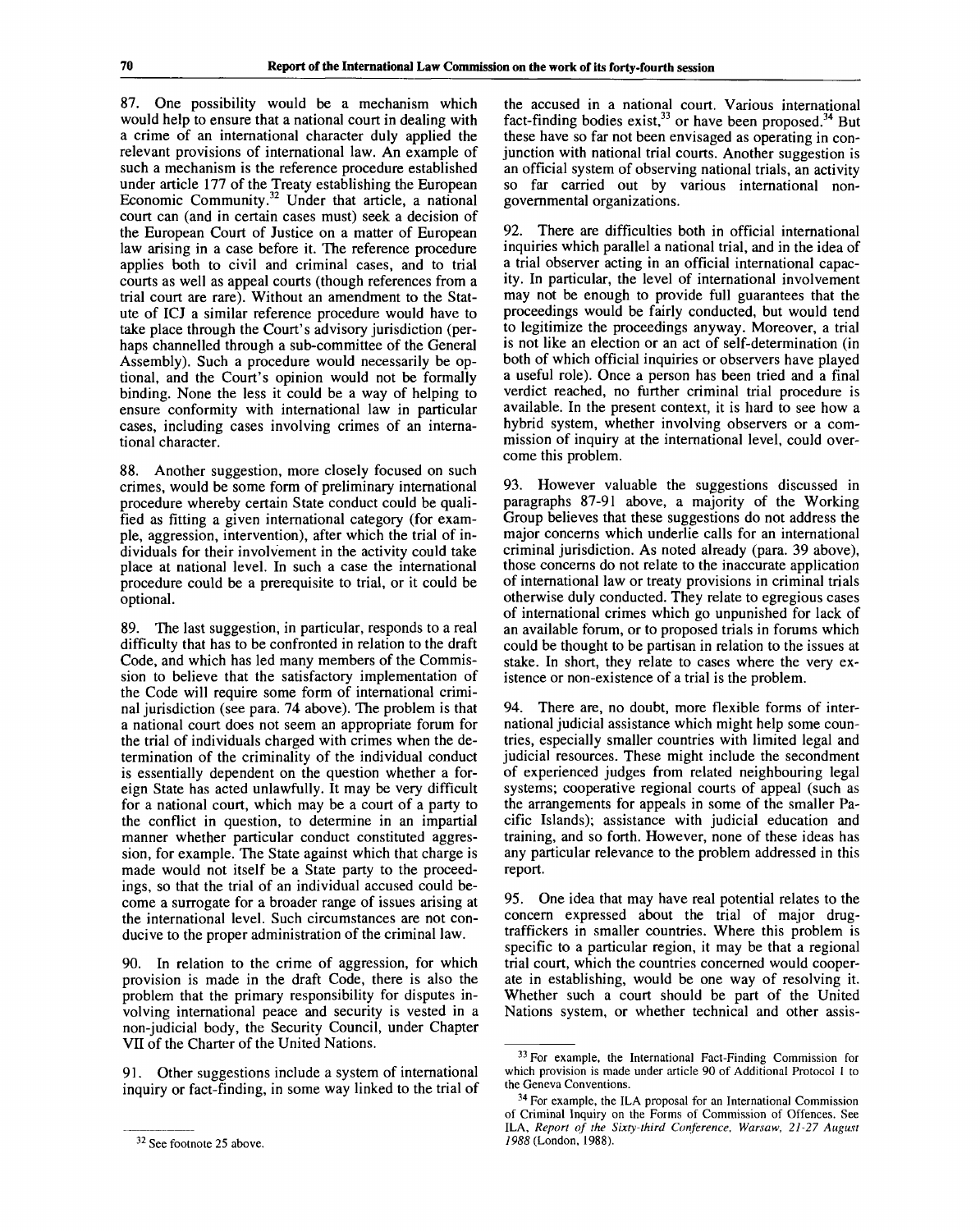87. One possibility would be a mechanism which would help to ensure that a national court in dealing with a crime of an international character duly applied the relevant provisions of international law. An example of such a mechanism is the reference procedure established under article 177 of the Treaty establishing the European Economic Community.[32] Under that article, a national court can (and in certain cases must) seek a decision of the European Court of Justice on a matter of European law arising in a case before it. The reference procedure applies both to civil and criminal cases, and to trial courts as well as appeal courts (though references from a trial court are rare). Without an amendment to the Statute of ICJ a similar reference procedure would have to take place through the Court's advisory jurisdiction (perhaps channelled through a sub-committee of the General Assembly). Such a procedure would necessarily be optional, and the Court's opinion would not be formally binding. None the less it could be a way of helping to ensure conformity with international law in particular cases, including cases involving crimes of an international character.

88. Another suggestion, more closely focused on such crimes, would be some form of preliminary international procedure whereby certain State conduct could be qualified as fitting a given international category (for example, aggression, intervention), after which the trial of individuals for their involvement in the activity could take place at national level. In such a case the international procedure could be a prerequisite to trial, or it could be optional.

89. The last suggestion, in particular, responds to a real difficulty that has to be confronted in relation to the draft Code, and which has led many members of the Commission to believe that the satisfactory implementation of the Code will require some form of international criminal jurisdiction (see para. 74 above). The problem is that a national court does not seem an appropriate forum for the trial of individuals charged with crimes when the determination of the criminality of the individual conduct is essentially dependent on the question whether a foreign State has acted unlawfully. It may be very difficult for a national court, which may be a court of a party to the conflict in question, to determine in an impartial manner whether particular conduct constituted aggression, for example. The State against which that charge is made would not itself be a State party to the proceedings, so that the trial of an individual accused could become a surrogate for a broader range of issues arising at the international level. Such circumstances are not conducive to the proper administration of the criminal law.

90. In relation to the crime of aggression, for which provision is made in the draft Code, there is also the problem that the primary responsibility for disputes involving international peace and security is vested in a non-judicial body, the Security Council, under Chapter VII of the Charter of the United Nations.

91. Other suggestions include a system of international inquiry or fact-finding, in some way linked to the trial of the accused in a national court. Various international fact-finding bodies exist,[33] or have been proposed.[34] But these have so far not been envisaged as operating in conjunction with national trial courts. Another suggestion is an official system of observing national trials, an activity so far carried out by various international non-governmental organizations.

92. There are difficulties both in official international inquiries which parallel a national trial, and in the idea of a trial observer acting in an official international capacity. In particular, the level of international involvement may not be enough to provide full guarantees that the proceedings would be fairly conducted, but would tend to legitimize the proceedings anyway. Moreover, a trial is not like an election or an act of self-determination (in both of which official inquiries or observers have played a useful role). Once a person has been tried and a final verdict reached, no further criminal trial procedure is available. In the present context, it is hard to see how a hybrid system, whether involving observers or a commission of inquiry at the international level, could overcome this problem.

93. However valuable the suggestions discussed in paragraphs 87-91 above, a majority of the Working Group believes that these suggestions do not address the major concerns which underlie calls for an international criminal jurisdiction. As noted already (para. 39 above), those concerns do not relate to the inaccurate application of international law or treaty provisions in criminal trials otherwise duly conducted. They relate to egregious cases of international crimes which go unpunished for lack of an available forum, or to proposed trials in forums which could be thought to be partisan in relation to the issues at stake. In short, they relate to cases where the very existence or non-existence of a trial is the problem.

94. There are, no doubt, more flexible forms of international judicial assistance which might help some countries, especially smaller countries with limited legal and judicial resources. These might include the secondment of experienced judges from related neighbouring legal systems; cooperative regional courts of appeal (such as the arrangements for appeals in some of the smaller Pacific Islands); assistance with judicial education and training, and so forth. However, none of these ideas has any particular relevance to the problem addressed in this report.

95. One idea that may have real potential relates to the concern expressed about the trial of major drug-traffickers in smaller countries. Where this problem is specific to a particular region, it may be that a regional trial court, which the countries concerned would cooperate in establishing, would be one way of resolving it. Whether such a court should be part of the United Nations system, or whether technical and other assis-

---

[32] See footnote 25 above.

[33] For example, the International Fact-Finding Commission for which provision is made under article 90 of Additional Protocol I to the Geneva Conventions.

[34] For example, the ILA proposal for an International Commission of Criminal Inquiry on the Forms of Commission of Offences. See ILA, *Report of the Sixty-third Conference, Warsaw, 21-27 August 1988* (London, 1988).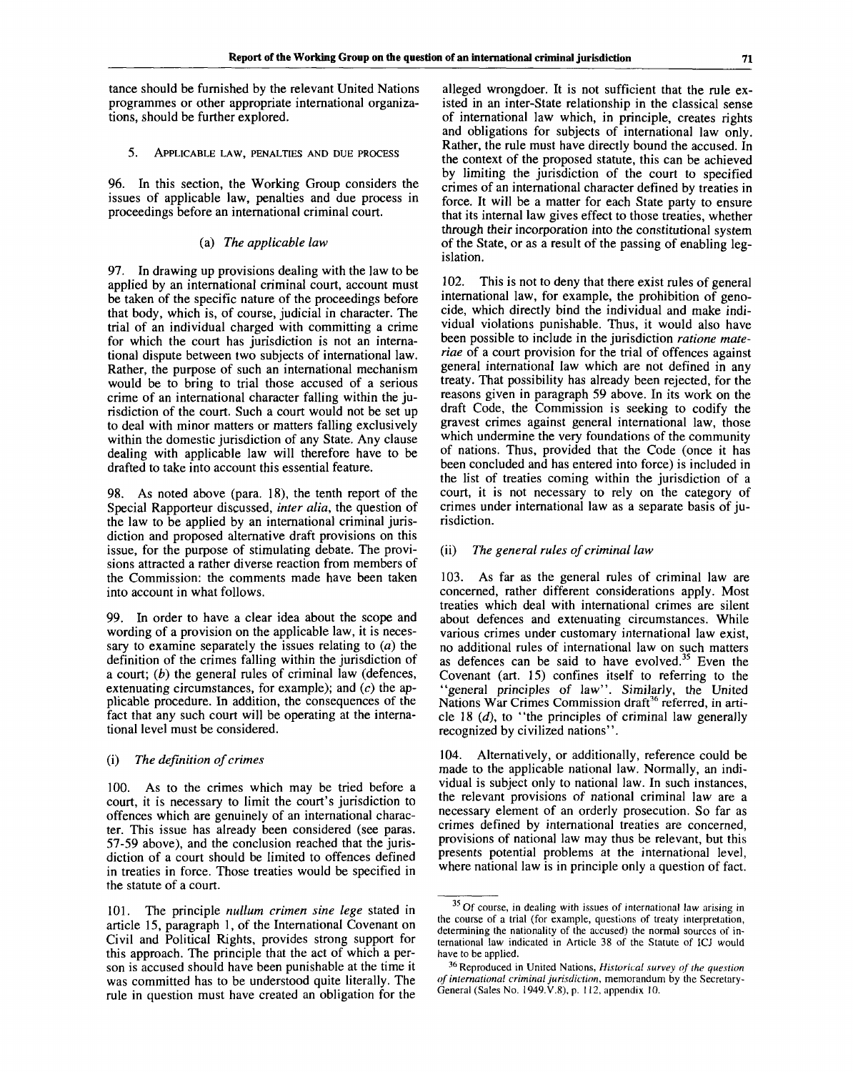tance should be furnished by the relevant United Nations programmes or other appropriate international organizations, should be further explored.

### 5. Applicable law, penalties and due process

96. In this section, the Working Group considers the issues of applicable law, penalties and due process in proceedings before an international criminal court.

#### (a) *The applicable law*

97. In drawing up provisions dealing with the law to be applied by an international criminal court, account must be taken of the specific nature of the proceedings before that body, which is, of course, judicial in character. The trial of an individual charged with committing a crime for which the court has jurisdiction is not an international dispute between two subjects of international law. Rather, the purpose of such an international mechanism would be to bring to trial those accused of a serious crime of an international character falling within the jurisdiction of the court. Such a court would not be set up to deal with minor matters or matters falling exclusively within the domestic jurisdiction of any State. Any clause dealing with applicable law will therefore have to be drafted to take into account this essential feature.

98. As noted above (para. 18), the tenth report of the Special Rapporteur discussed, *inter alia*, the question of the law to be applied by an international criminal jurisdiction and proposed alternative draft provisions on this issue, for the purpose of stimulating debate. The provisions attracted a rather diverse reaction from members of the Commission: the comments made have been taken into account in what follows.

99. In order to have a clear idea about the scope and wording of a provision on the applicable law, it is necessary to examine separately the issues relating to (*a*) the definition of the crimes falling within the jurisdiction of a court; (*b*) the general rules of criminal law (defences, extenuating circumstances, for example); and (*c*) the applicable procedure. In addition, the consequences of the fact that any such court will be operating at the international level must be considered.

#### (i) *The definition of crimes*

100. As to the crimes which may be tried before a court, it is necessary to limit the court's jurisdiction to offences which are genuinely of an international character. This issue has already been considered (see paras. 57-59 above), and the conclusion reached that the jurisdiction of a court should be limited to offences defined in treaties in force. Those treaties would be specified in the statute of a court.

101. The principle *nullum crimen sine lege* stated in article 15, paragraph 1, of the International Covenant on Civil and Political Rights, provides strong support for this approach. The principle that the act of which a person is accused should have been punishable at the time it was committed has to be understood quite literally. The rule in question must have created an obligation for the alleged wrongdoer. It is not sufficient that the rule existed in an inter-State relationship in the classical sense of international law which, in principle, creates rights and obligations for subjects of international law only. Rather, the rule must have directly bound the accused. In the context of the proposed statute, this can be achieved by limiting the jurisdiction of the court to specified crimes of an international character defined by treaties in force. It will be a matter for each State party to ensure that its internal law gives effect to those treaties, whether through their incorporation into the constitutional system of the State, or as a result of the passing of enabling legislation.

102. This is not to deny that there exist rules of general international law, for example, the prohibition of genocide, which directly bind the individual and make individual violations punishable. Thus, it would also have been possible to include in the jurisdiction *ratione materiae* of a court provision for the trial of offences against general international law which are not defined in any treaty. That possibility has already been rejected, for the reasons given in paragraph 59 above. In its work on the draft Code, the Commission is seeking to codify the gravest crimes against general international law, those which undermine the very foundations of the community of nations. Thus, provided that the Code (once it has been concluded and has entered into force) is included in the list of treaties coming within the jurisdiction of a court, it is not necessary to rely on the category of crimes under international law as a separate basis of jurisdiction.

#### (ii) *The general rules of criminal law*

103. As far as the general rules of criminal law are concerned, rather different considerations apply. Most treaties which deal with international crimes are silent about defences and extenuating circumstances. While various crimes under customary international law exist, no additional rules of international law on such matters as defences can be said to have evolved.[35] Even the Covenant (art. 15) confines itself to referring to the "general principles of law". Similarly, the United Nations War Crimes Commission draft[36] referred, in article 18 (*d*), to "the principles of criminal law generally recognized by civilized nations".

104. Alternatively, or additionally, reference could be made to the applicable national law. Normally, an individual is subject only to national law. In such instances, the relevant provisions of national criminal law are a necessary element of an orderly prosecution. So far as crimes defined by international treaties are concerned, provisions of national law may thus be relevant, but this presents potential problems at the international level, where national law is in principle only a question of fact.

---

[35] Of course, in dealing with issues of international law arising in the course of a trial (for example, questions of treaty interpretation, determining the nationality of the accused) the normal sources of international law indicated in Article 38 of the Statute of ICJ would have to be applied.

[36] Reproduced in United Nations, *Historical survey of the question of international criminal jurisdiction*, memorandum by the Secretary-General (Sales No. 1949.V.8), p. 112, appendix 10.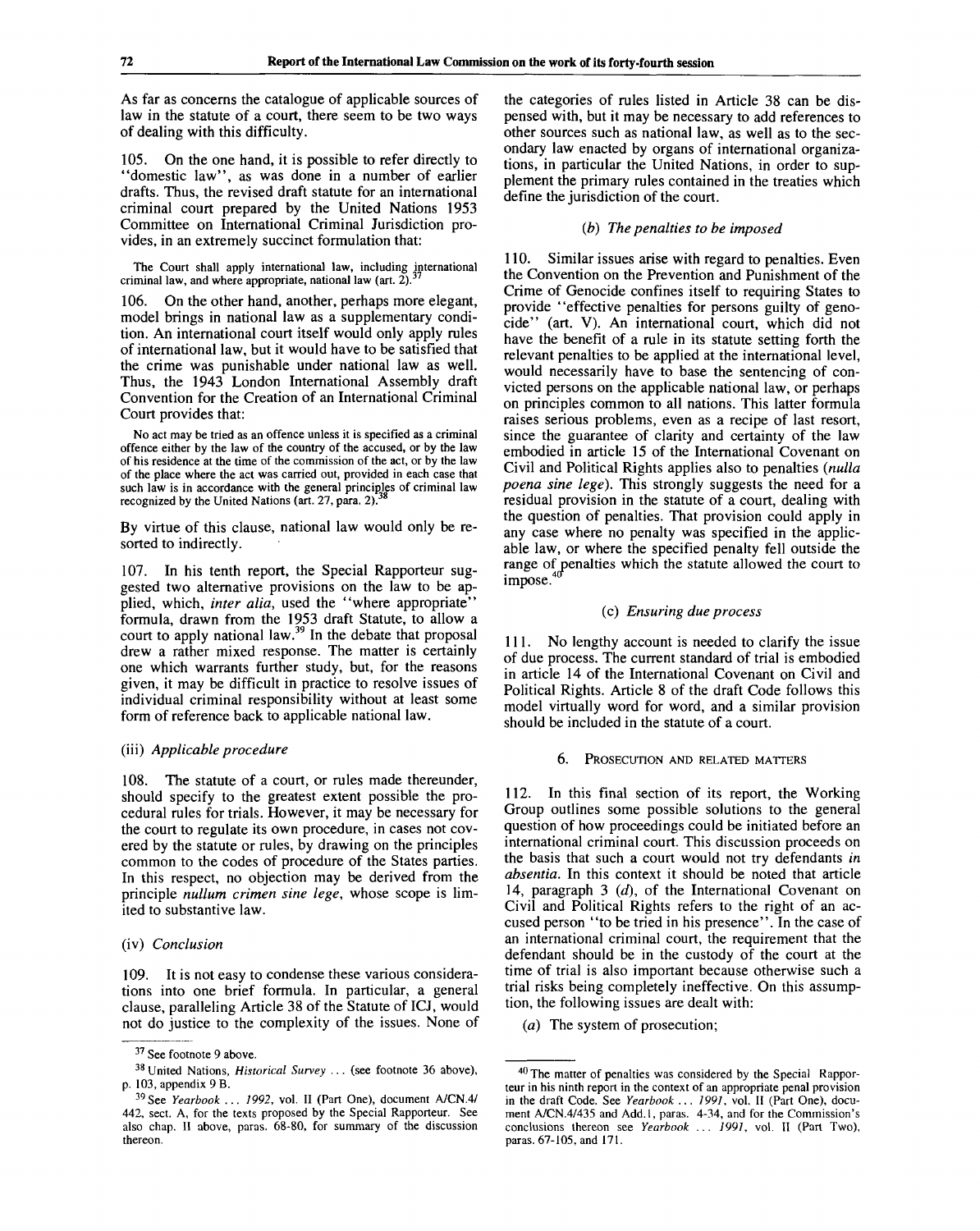As far as concerns the catalogue of applicable sources of law in the statute of a court, there seem to be two ways of dealing with this difficulty.

105. On the one hand, it is possible to refer directly to "domestic law", as was done in a number of earlier drafts. Thus, the revised draft statute for an international criminal court prepared by the United Nations 1953 Committee on International Criminal Jurisdiction provides, in an extremely succinct formulation that:

> The Court shall apply international law, including international criminal law, and where appropriate, national law (art. 2).[37]

106. On the other hand, another, perhaps more elegant, model brings in national law as a supplementary condition. An international court itself would only apply rules of international law, but it would have to be satisfied that the crime was punishable under national law as well. Thus, the 1943 London International Assembly draft Convention for the Creation of an International Criminal Court provides that:

> No act may be tried as an offence unless it is specified as a criminal offence either by the law of the country of the accused, or by the law of his residence at the time of the commission of the act, or by the law of the place where the act was carried out, provided in each case that such law is in accordance with the general principles of criminal law recognized by the United Nations (art. 27, para. 2).[38]

By virtue of this clause, national law would only be resorted to indirectly.

107. In his tenth report, the Special Rapporteur suggested two alternative provisions on the law to be applied, which, *inter alia*, used the "where appropriate" formula, drawn from the 1953 draft Statute, to allow a court to apply national law.[39] In the debate that proposal drew a rather mixed response. The matter is certainly one which warrants further study, but, for the reasons given, it may be difficult in practice to resolve issues of individual criminal responsibility without at least some form of reference back to applicable national law.

#### (iii) *Applicable procedure*

108. The statute of a court, or rules made thereunder, should specify to the greatest extent possible the procedural rules for trials. However, it may be necessary for the court to regulate its own procedure, in cases not covered by the statute or rules, by drawing on the principles common to the codes of procedure of the States parties. In this respect, no objection may be derived from the principle *nullum crimen sine lege*, whose scope is limited to substantive law.

#### (iv) *Conclusion*

109. It is not easy to condense these various considerations into one brief formula. In particular, a general clause, paralleling Article 38 of the Statute of ICJ, would not do justice to the complexity of the issues. None of the categories of rules listed in Article 38 can be dispensed with, but it may be necessary to add references to other sources such as national law, as well as to the secondary law enacted by organs of international organizations, in particular the United Nations, in order to supplement the primary rules contained in the treaties which define the jurisdiction of the court.

#### (*b*) *The penalties to be imposed*

110. Similar issues arise with regard to penalties. Even the Convention on the Prevention and Punishment of the Crime of Genocide confines itself to requiring States to provide "effective penalties for persons guilty of genocide" (art. V). An international court, which did not have the benefit of a rule in its statute setting forth the relevant penalties to be applied at the international level, would necessarily have to base the sentencing of convicted persons on the applicable national law, or perhaps on principles common to all nations. This latter formula raises serious problems, even as a recipe of last resort, since the guarantee of clarity and certainty of the law embodied in article 15 of the International Covenant on Civil and Political Rights applies also to penalties (*nulla poena sine lege*). This strongly suggests the need for a residual provision in the statute of a court, dealing with the question of penalties. That provision could apply in any case where no penalty was specified in the applicable law, or where the specified penalty fell outside the range of penalties which the statute allowed the court to impose.[40]

#### (*c*) *Ensuring due process*

111. No lengthy account is needed to clarify the issue of due process. The current standard of trial is embodied in article 14 of the International Covenant on Civil and Political Rights. Article 8 of the draft Code follows this model virtually word for word, and a similar provision should be included in the statute of a court.

### 6. Prosecution and related matters

112. In this final section of its report, the Working Group outlines some possible solutions to the general question of how proceedings could be initiated before an international criminal court. This discussion proceeds on the basis that such a court would not try defendants *in absentia*. In this context it should be noted that article 14, paragraph 3 (*d*), of the International Covenant on Civil and Political Rights refers to the right of an accused person "to be tried in his presence". In the case of an international criminal court, the requirement that the defendant should be in the custody of the court at the time of trial is also important because otherwise such a trial risks being completely ineffective. On this assumption, the following issues are dealt with:

(*a*) The system of prosecution;

---

[37] See footnote 9 above.

[38] United Nations, *Historical Survey* ... (see footnote 36 above), p. 103, appendix 9 B.

[39] See *Yearbook ... 1992*, vol. II (Part One), document A/CN.4/442, sect. A, for the texts proposed by the Special Rapporteur. See also chap. II above, paras. 68-80, for summary of the discussion thereon.

[40] The matter of penalties was considered by the Special Rapporteur in his ninth report in the context of an appropriate penal provision in the draft Code. See *Yearbook ... 1991*, vol. II (Part One), document A/CN.4/435 and Add.1, paras. 4-34, and for the Commission's conclusions thereon see *Yearbook ... 1991*, vol. II (Part Two), paras. 67-105, and 171.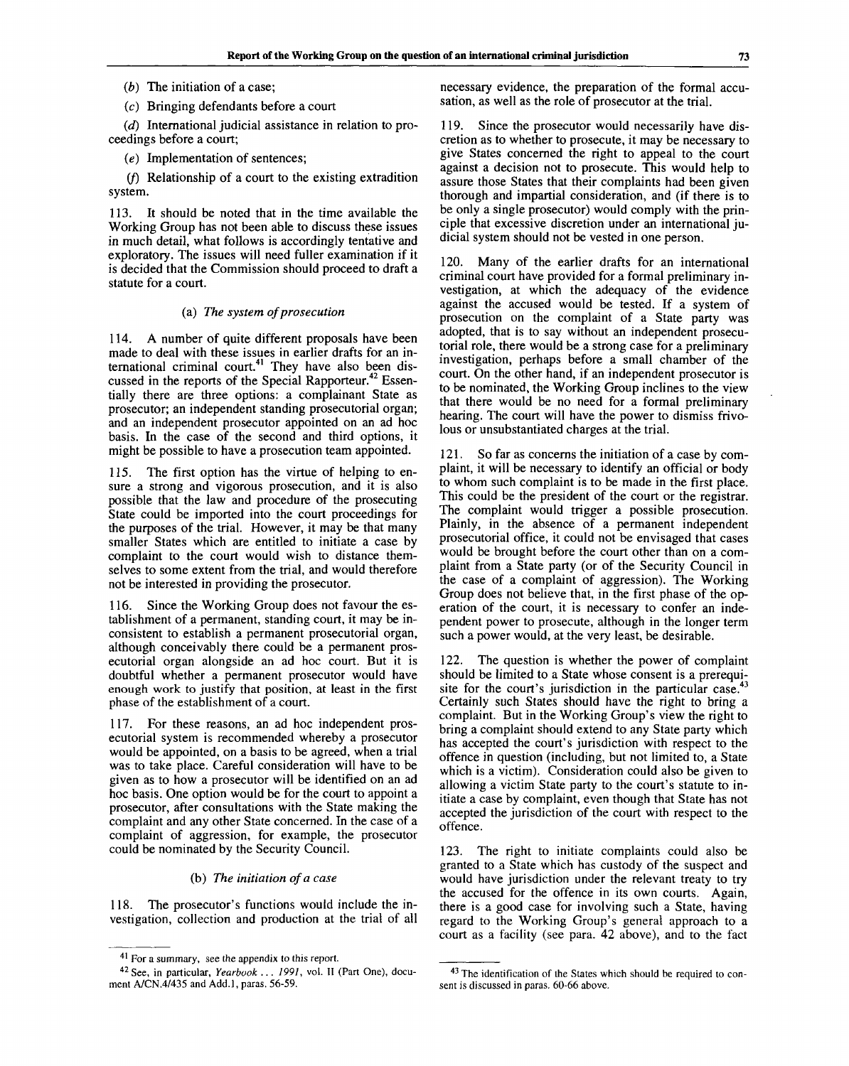(*b*) The initiation of a case;

(*c*) Bringing defendants before a court

(*d*) International judicial assistance in relation to proceedings before a court;

(*e*) Implementation of sentences;

(*f*) Relationship of a court to the existing extradition system.

113. It should be noted that in the time available the Working Group has not been able to discuss these issues in much detail, what follows is accordingly tentative and exploratory. The issues will need fuller examination if it is decided that the Commission should proceed to draft a statute for a court.

### (a) *The system of prosecution*

114. A number of quite different proposals have been made to deal with these issues in earlier drafts for an international criminal court.[41] They have also been discussed in the reports of the Special Rapporteur.[42] Essentially there are three options: a complainant State as prosecutor; an independent standing prosecutorial organ; and an independent prosecutor appointed on an ad hoc basis. In the case of the second and third options, it might be possible to have a prosecution team appointed.

115. The first option has the virtue of helping to ensure a strong and vigorous prosecution, and it is also possible that the law and procedure of the prosecuting State could be imported into the court proceedings for the purposes of the trial. However, it may be that many smaller States which are entitled to initiate a case by complaint to the court would wish to distance themselves to some extent from the trial, and would therefore not be interested in providing the prosecutor.

116. Since the Working Group does not favour the establishment of a permanent, standing court, it may be inconsistent to establish a permanent prosecutorial organ, although conceivably there could be a permanent prosecutorial organ alongside an ad hoc court. But it is doubtful whether a permanent prosecutor would have enough work to justify that position, at least in the first phase of the establishment of a court.

117. For these reasons, an ad hoc independent prosecutorial system is recommended whereby a prosecutor would be appointed, on a basis to be agreed, when a trial was to take place. Careful consideration will have to be given as to how a prosecutor will be identified on an ad hoc basis. One option would be for the court to appoint a prosecutor, after consultations with the State making the complaint and any other State concerned. In the case of a complaint of aggression, for example, the prosecutor could be nominated by the Security Council.

### (b) *The initiation of a case*

118. The prosecutor's functions would include the investigation, collection and production at the trial of all necessary evidence, the preparation of the formal accusation, as well as the role of prosecutor at the trial.

119. Since the prosecutor would necessarily have discretion as to whether to prosecute, it may be necessary to give States concerned the right to appeal to the court against a decision not to prosecute. This would help to assure those States that their complaints had been given thorough and impartial consideration, and (if there is to be only a single prosecutor) would comply with the principle that excessive discretion under an international judicial system should not be vested in one person.

120. Many of the earlier drafts for an international criminal court have provided for a formal preliminary investigation, at which the adequacy of the evidence against the accused would be tested. If a system of prosecution on the complaint of a State party was adopted, that is to say without an independent prosecutorial role, there would be a strong case for a preliminary investigation, perhaps before a small chamber of the court. On the other hand, if an independent prosecutor is to be nominated, the Working Group inclines to the view that there would be no need for a formal preliminary hearing. The court will have the power to dismiss frivolous or unsubstantiated charges at the trial.

121. So far as concerns the initiation of a case by complaint, it will be necessary to identify an official or body to whom such complaint is to be made in the first place. This could be the president of the court or the registrar. The complaint would trigger a possible prosecution. Plainly, in the absence of a permanent independent prosecutorial office, it could not be envisaged that cases would be brought before the court other than on a complaint from a State party (or of the Security Council in the case of a complaint of aggression). The Working Group does not believe that, in the first phase of the operation of the court, it is necessary to confer an independent power to prosecute, although in the longer term such a power would, at the very least, be desirable.

122. The question is whether the power of complaint should be limited to a State whose consent is a prerequisite for the court's jurisdiction in the particular case.[43] Certainly such States should have the right to bring a complaint. But in the Working Group's view the right to bring a complaint should extend to any State party which has accepted the court's jurisdiction with respect to the offence in question (including, but not limited to, a State which is a victim). Consideration could also be given to allowing a victim State party to the court's statute to initiate a case by complaint, even though that State has not accepted the jurisdiction of the court with respect to the offence.

123. The right to initiate complaints could also be granted to a State which has custody of the suspect and would have jurisdiction under the relevant treaty to try the accused for the offence in its own courts. Again, there is a good case for involving such a State, having regard to the Working Group's general approach to a court as a facility (see para. 42 above), and to the fact

---

[41] For a summary, see the appendix to this report.

[42] See, in particular, *Yearbook ... 1991*, vol. II (Part One), document A/CN.4/435 and Add.1, paras. 56-59.

[43] The identification of the States which should be required to consent is discussed in paras. 60-66 above.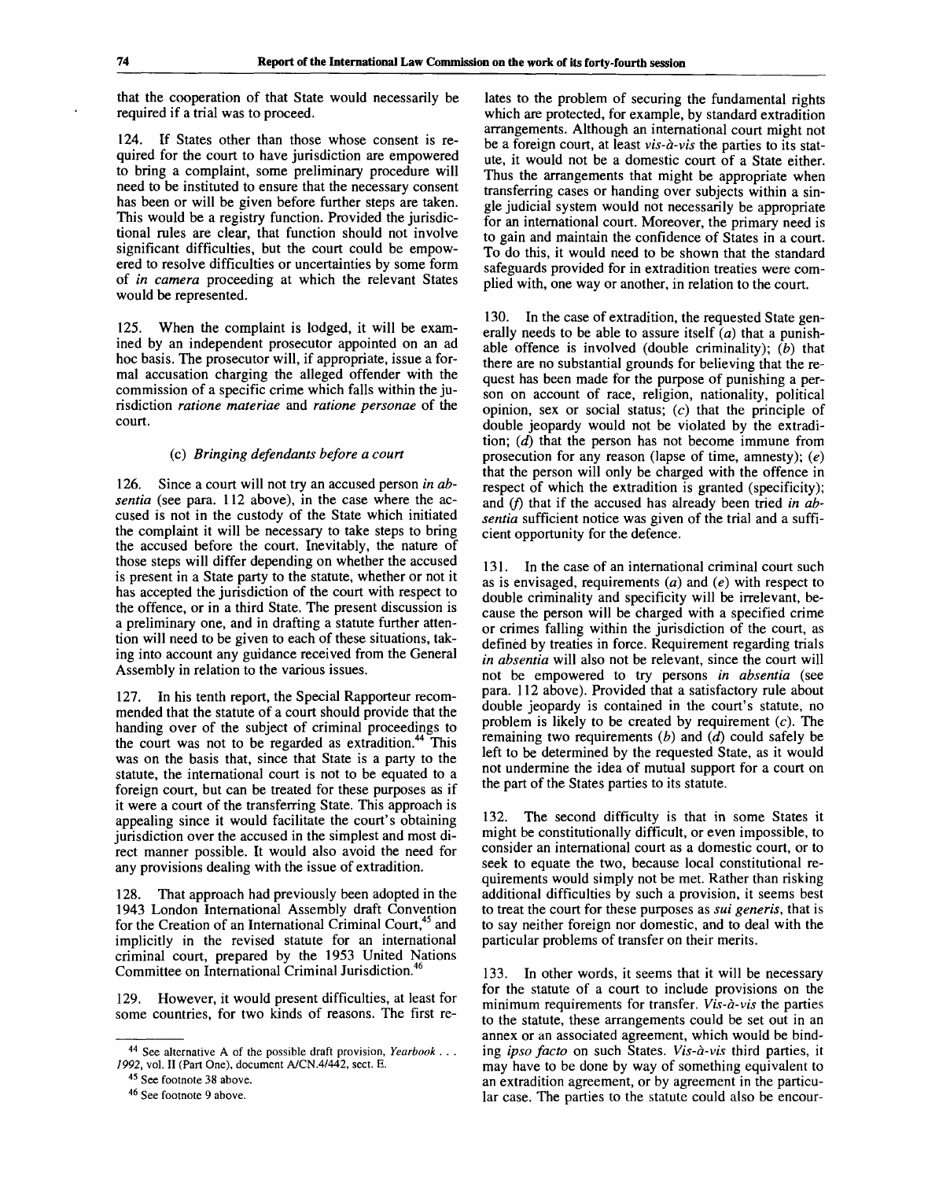that the cooperation of that State would necessarily be required if a trial was to proceed.

124. If States other than those whose consent is required for the court to have jurisdiction are empowered to bring a complaint, some preliminary procedure will need to be instituted to ensure that the necessary consent has been or will be given before further steps are taken. This would be a registry function. Provided the jurisdictional rules are clear, that function should not involve significant difficulties, but the court could be empowered to resolve difficulties or uncertainties by some form of *in camera* proceeding at which the relevant States would be represented.

125. When the complaint is lodged, it will be examined by an independent prosecutor appointed on an ad hoc basis. The prosecutor will, if appropriate, issue a formal accusation charging the alleged offender with the commission of a specific crime which falls within the jurisdiction *ratione materiae* and *ratione personae* of the court.

### (c) *Bringing defendants before a court*

126. Since a court will not try an accused person *in absentia* (see para. 112 above), in the case where the accused is not in the custody of the State which initiated the complaint it will be necessary to take steps to bring the accused before the court. Inevitably, the nature of those steps will differ depending on whether the accused is present in a State party to the statute, whether or not it has accepted the jurisdiction of the court with respect to the offence, or in a third State. The present discussion is a preliminary one, and in drafting a statute further attention will need to be given to each of these situations, taking into account any guidance received from the General Assembly in relation to the various issues.

127. In his tenth report, the Special Rapporteur recommended that the statute of a court should provide that the handing over of the subject of criminal proceedings to the court was not to be regarded as extradition.[44] This was on the basis that, since that State is a party to the statute, the international court is not to be equated to a foreign court, but can be treated for these purposes as if it were a court of the transferring State. This approach is appealing since it would facilitate the court's obtaining jurisdiction over the accused in the simplest and most direct manner possible. It would also avoid the need for any provisions dealing with the issue of extradition.

128. That approach had previously been adopted in the 1943 London International Assembly draft Convention for the Creation of an International Criminal Court,[45] and implicitly in the revised statute for an international criminal court, prepared by the 1953 United Nations Committee on International Criminal Jurisdiction.[46]

129. However, it would present difficulties, at least for some countries, for two kinds of reasons. The first relates to the problem of securing the fundamental rights which are protected, for example, by standard extradition arrangements. Although an international court might not be a foreign court, at least *vis-à-vis* the parties to its statute, it would not be a domestic court of a State either. Thus the arrangements that might be appropriate when transferring cases or handing over subjects within a single judicial system would not necessarily be appropriate for an international court. Moreover, the primary need is to gain and maintain the confidence of States in a court. To do this, it would need to be shown that the standard safeguards provided for in extradition treaties were complied with, one way or another, in relation to the court.

130. In the case of extradition, the requested State generally needs to be able to assure itself (*a*) that a punishable offence is involved (double criminality); (*b*) that there are no substantial grounds for believing that the request has been made for the purpose of punishing a person on account of race, religion, nationality, political opinion, sex or social status; (*c*) that the principle of double jeopardy would not be violated by the extradition; (*d*) that the person has not become immune from prosecution for any reason (lapse of time, amnesty); (*e*) that the person will only be charged with the offence in respect of which the extradition is granted (specificity); and (*f*) that if the accused has already been tried *in absentia* sufficient notice was given of the trial and a sufficient opportunity for the defence.

131. In the case of an international criminal court such as is envisaged, requirements (*a*) and (*e*) with respect to double criminality and specificity will be irrelevant, because the person will be charged with a specified crime or crimes falling within the jurisdiction of the court, as defined by treaties in force. Requirement regarding trials *in absentia* will also not be relevant, since the court will not be empowered to try persons *in absentia* (see para. 112 above). Provided that a satisfactory rule about double jeopardy is contained in the court's statute, no problem is likely to be created by requirement (*c*). The remaining two requirements (*b*) and (*d*) could safely be left to be determined by the requested State, as it would not undermine the idea of mutual support for a court on the part of the States parties to its statute.

132. The second difficulty is that in some States it might be constitutionally difficult, or even impossible, to consider an international court as a domestic court, or to seek to equate the two, because local constitutional requirements would simply not be met. Rather than risking additional difficulties by such a provision, it seems best to treat the court for these purposes as *sui generis*, that is to say neither foreign nor domestic, and to deal with the particular problems of transfer on their merits.

133. In other words, it seems that it will be necessary for the statute of a court to include provisions on the minimum requirements for transfer. *Vis-à-vis* the parties to the statute, these arrangements could be set out in an annex or an associated agreement, which would be binding *ipso facto* on such States. *Vis-à-vis* third parties, it may have to be done by way of something equivalent to an extradition agreement, or by agreement in the particular case. The parties to the statute could also be encour-

---

[44] See alternative A of the possible draft provision, *Yearbook . . . 1992*, vol. II (Part One), document A/CN.4/442, sect. E.

[45] See footnote 38 above.

[46] See footnote 9 above.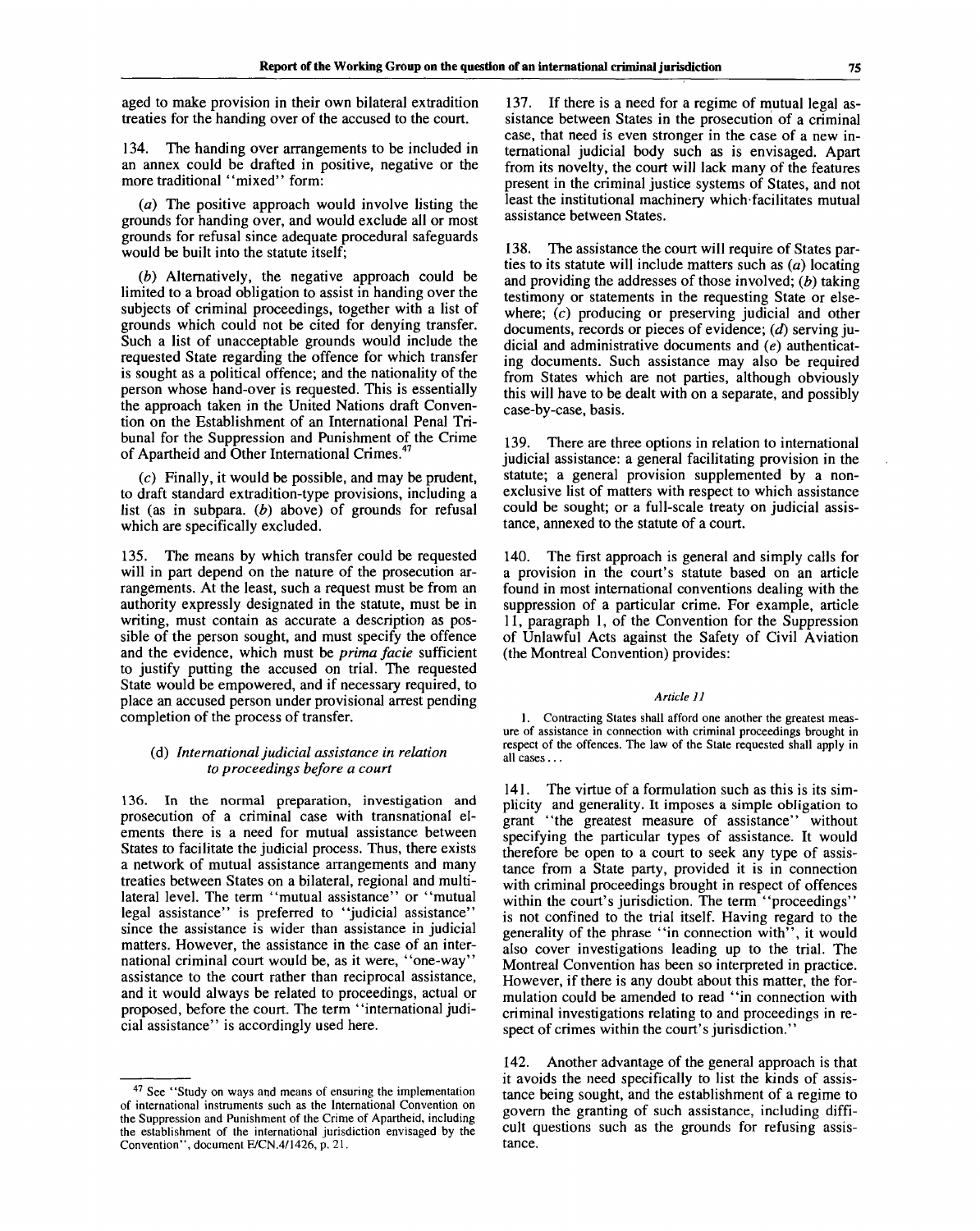aged to make provision in their own bilateral extradition treaties for the handing over of the accused to the court.

134. The handing over arrangements to be included in an annex could be drafted in positive, negative or the more traditional "mixed" form:

(*a*) The positive approach would involve listing the grounds for handing over, and would exclude all or most grounds for refusal since adequate procedural safeguards would be built into the statute itself;

(*b*) Alternatively, the negative approach could be limited to a broad obligation to assist in handing over the subjects of criminal proceedings, together with a list of grounds which could not be cited for denying transfer. Such a list of unacceptable grounds would include the requested State regarding the offence for which transfer is sought as a political offence; and the nationality of the person whose hand-over is requested. This is essentially the approach taken in the United Nations draft Convention on the Establishment of an International Penal Tribunal for the Suppression and Punishment of the Crime of Apartheid and Other International Crimes.[47]

(*c*) Finally, it would be possible, and may be prudent, to draft standard extradition-type provisions, including a list (as in subpara. (*b*) above) of grounds for refusal which are specifically excluded.

135. The means by which transfer could be requested will in part depend on the nature of the prosecution arrangements. At the least, such a request must be from an authority expressly designated in the statute, must be in writing, must contain as accurate a description as possible of the person sought, and must specify the offence and the evidence, which must be *prima facie* sufficient to justify putting the accused on trial. The requested State would be empowered, and if necessary required, to place an accused person under provisional arrest pending completion of the process of transfer.

### (d) *International judicial assistance in relation to proceedings before a court*

136. In the normal preparation, investigation and prosecution of a criminal case with transnational elements there is a need for mutual assistance between States to facilitate the judicial process. Thus, there exists a network of mutual assistance arrangements and many treaties between States on a bilateral, regional and multilateral level. The term "mutual assistance" or "mutual legal assistance" is preferred to "judicial assistance" since the assistance is wider than assistance in judicial matters. However, the assistance in the case of an international criminal court would be, as it were, "one-way" assistance to the court rather than reciprocal assistance, and it would always be related to proceedings, actual or proposed, before the court. The term "international judicial assistance" is accordingly used here.

137. If there is a need for a regime of mutual legal assistance between States in the prosecution of a criminal case, that need is even stronger in the case of a new international judicial body such as is envisaged. Apart from its novelty, the court will lack many of the features present in the criminal justice systems of States, and not least the institutional machinery which facilitates mutual assistance between States.

138. The assistance the court will require of States parties to its statute will include matters such as (*a*) locating and providing the addresses of those involved; (*b*) taking testimony or statements in the requesting State or elsewhere; (*c*) producing or preserving judicial and other documents, records or pieces of evidence; (*d*) serving judicial and administrative documents and (*e*) authenticating documents. Such assistance may also be required from States which are not parties, although obviously this will have to be dealt with on a separate, and possibly case-by-case, basis.

139. There are three options in relation to international judicial assistance: a general facilitating provision in the statute; a general provision supplemented by a non-exclusive list of matters with respect to which assistance could be sought; or a full-scale treaty on judicial assistance, annexed to the statute of a court.

140. The first approach is general and simply calls for a provision in the court's statute based on an article found in most international conventions dealing with the suppression of a particular crime. For example, article 11, paragraph 1, of the Convention for the Suppression of Unlawful Acts against the Safety of Civil Aviation (the Montreal Convention) provides:

*Article 11*

1. Contracting States shall afford one another the greatest measure of assistance in connection with criminal proceedings brought in respect of the offences. The law of the State requested shall apply in all cases . . .

141. The virtue of a formulation such as this is its simplicity and generality. It imposes a simple obligation to grant "the greatest measure of assistance" without specifying the particular types of assistance. It would therefore be open to a court to seek any type of assistance from a State party, provided it is in connection with criminal proceedings brought in respect of offences within the court's jurisdiction. The term "proceedings" is not confined to the trial itself. Having regard to the generality of the phrase "in connection with", it would also cover investigations leading up to the trial. The Montreal Convention has been so interpreted in practice. However, if there is any doubt about this matter, the formulation could be amended to read "in connection with criminal investigations relating to and proceedings in respect of crimes within the court's jurisdiction."

142. Another advantage of the general approach is that it avoids the need specifically to list the kinds of assistance being sought, and the establishment of a regime to govern the granting of such assistance, including difficult questions such as the grounds for refusing assistance.

---

[47] See "Study on ways and means of ensuring the implementation of international instruments such as the International Convention on the Suppression and Punishment of the Crime of Apartheid, including the establishment of the international jurisdiction envisaged by the Convention", document E/CN.4/1426, p. 21.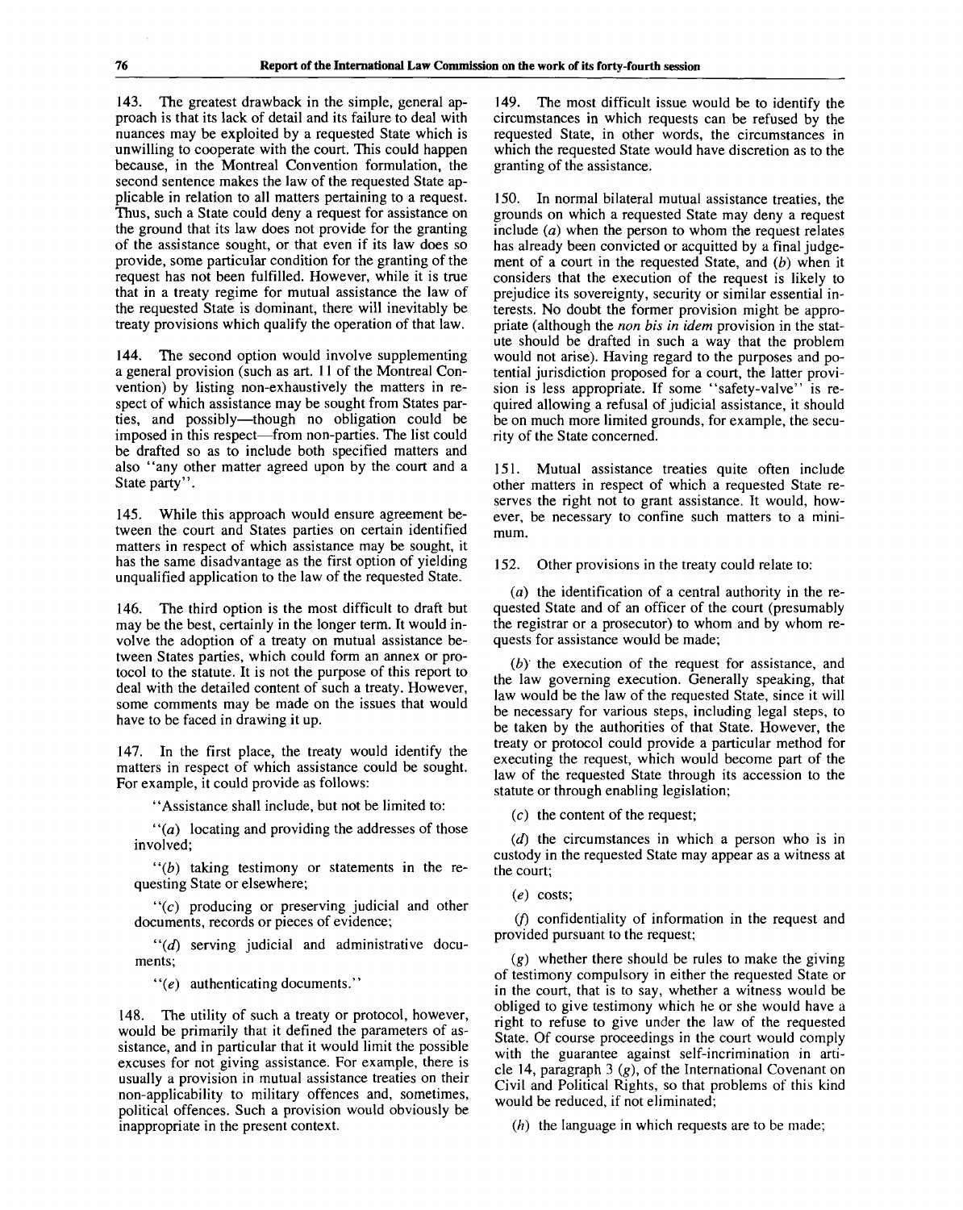143. The greatest drawback in the simple, general approach is that its lack of detail and its failure to deal with nuances may be exploited by a requested State which is unwilling to cooperate with the court. This could happen because, in the Montreal Convention formulation, the second sentence makes the law of the requested State applicable in relation to all matters pertaining to a request. Thus, such a State could deny a request for assistance on the ground that its law does not provide for the granting of the assistance sought, or that even if its law does so provide, some particular condition for the granting of the request has not been fulfilled. However, while it is true that in a treaty regime for mutual assistance the law of the requested State is dominant, there will inevitably be treaty provisions which qualify the operation of that law.

144. The second option would involve supplementing a general provision (such as art. 11 of the Montreal Convention) by listing non-exhaustively the matters in respect of which assistance may be sought from States parties, and possibly—though no obligation could be imposed in this respect—from non-parties. The list could be drafted so as to include both specified matters and also "any other matter agreed upon by the court and a State party".

145. While this approach would ensure agreement between the court and States parties on certain identified matters in respect of which assistance may be sought, it has the same disadvantage as the first option of yielding unqualified application to the law of the requested State.

146. The third option is the most difficult to draft but may be the best, certainly in the longer term. It would involve the adoption of a treaty on mutual assistance between States parties, which could form an annex or protocol to the statute. It is not the purpose of this report to deal with the detailed content of such a treaty. However, some comments may be made on the issues that would have to be faced in drawing it up.

147. In the first place, the treaty would identify the matters in respect of which assistance could be sought. For example, it could provide as follows:

"Assistance shall include, but not be limited to:

"(*a*) locating and providing the addresses of those involved;

"(*b*) taking testimony or statements in the requesting State or elsewhere;

"(*c*) producing or preserving judicial and other documents, records or pieces of evidence;

"(*d*) serving judicial and administrative documents;

"(*e*) authenticating documents."

148. The utility of such a treaty or protocol, however, would be primarily that it defined the parameters of assistance, and in particular that it would limit the possible excuses for not giving assistance. For example, there is usually a provision in mutual assistance treaties on their non-applicability to military offences and, sometimes, political offences. Such a provision would obviously be inappropriate in the present context.

149. The most difficult issue would be to identify the circumstances in which requests can be refused by the requested State, in other words, the circumstances in which the requested State would have discretion as to the granting of the assistance.

150. In normal bilateral mutual assistance treaties, the grounds on which a requested State may deny a request include (*a*) when the person to whom the request relates has already been convicted or acquitted by a final judgement of a court in the requested State, and (*b*) when it considers that the execution of the request is likely to prejudice its sovereignty, security or similar essential interests. No doubt the former provision might be appropriate (although the *non bis in idem* provision in the statute should be drafted in such a way that the problem would not arise). Having regard to the purposes and potential jurisdiction proposed for a court, the latter provision is less appropriate. If some "safety-valve" is required allowing a refusal of judicial assistance, it should be on much more limited grounds, for example, the security of the State concerned.

151. Mutual assistance treaties quite often include other matters in respect of which a requested State reserves the right not to grant assistance. It would, however, be necessary to confine such matters to a minimum.

152. Other provisions in the treaty could relate to:

(*a*) the identification of a central authority in the requested State and of an officer of the court (presumably the registrar or a prosecutor) to whom and by whom requests for assistance would be made;

(*b*) the execution of the request for assistance, and the law governing execution. Generally speaking, that law would be the law of the requested State, since it will be necessary for various steps, including legal steps, to be taken by the authorities of that State. However, the treaty or protocol could provide a particular method for executing the request, which would become part of the law of the requested State through its accession to the statute or through enabling legislation;

(*c*) the content of the request;

(*d*) the circumstances in which a person who is in custody in the requested State may appear as a witness at the court;

(*e*) costs;

(*f*) confidentiality of information in the request and provided pursuant to the request;

(*g*) whether there should be rules to make the giving of testimony compulsory in either the requested State or in the court, that is to say, whether a witness would be obliged to give testimony which he or she would have a right to refuse to give under the law of the requested State. Of course proceedings in the court would comply with the guarantee against self-incrimination in article 14, paragraph 3 (*g*), of the International Covenant on Civil and Political Rights, so that problems of this kind would be reduced, if not eliminated;

(*h*) the language in which requests are to be made;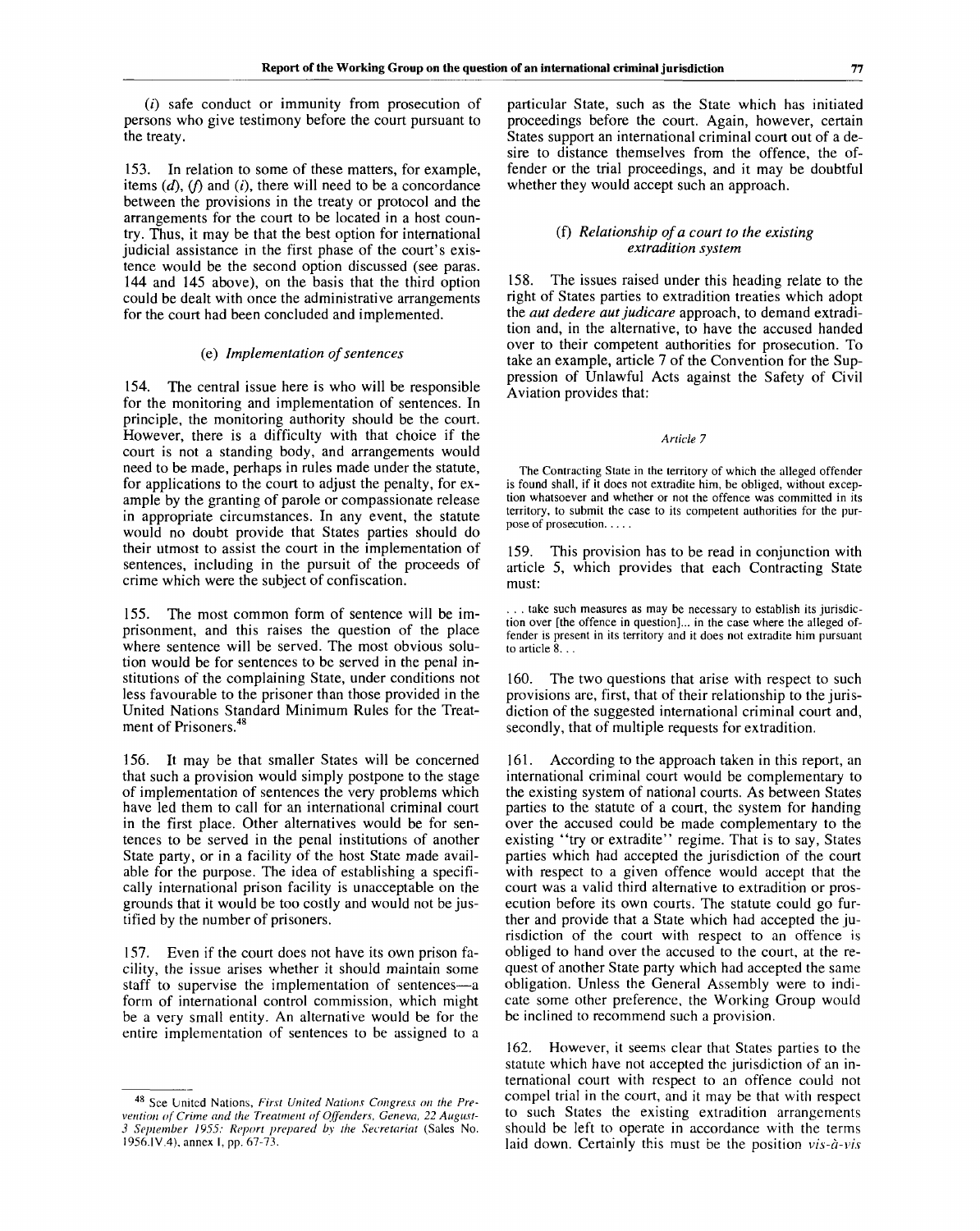(*i*) safe conduct or immunity from prosecution of persons who give testimony before the court pursuant to the treaty.

153. In relation to some of these matters, for example, items (*d*), (*f*) and (*i*), there will need to be a concordance between the provisions in the treaty or protocol and the arrangements for the court to be located in a host country. Thus, it may be that the best option for international judicial assistance in the first phase of the court's existence would be the second option discussed (see paras. 144 and 145 above), on the basis that the third option could be dealt with once the administrative arrangements for the court had been concluded and implemented.

### (e) *Implementation of sentences*

154. The central issue here is who will be responsible for the monitoring and implementation of sentences. In principle, the monitoring authority should be the court. However, there is a difficulty with that choice if the court is not a standing body, and arrangements would need to be made, perhaps in rules made under the statute, for applications to the court to adjust the penalty, for example by the granting of parole or compassionate release in appropriate circumstances. In any event, the statute would no doubt provide that States parties should do their utmost to assist the court in the implementation of sentences, including in the pursuit of the proceeds of crime which were the subject of confiscation.

155. The most common form of sentence will be imprisonment, and this raises the question of the place where sentence will be served. The most obvious solution would be for sentences to be served in the penal institutions of the complaining State, under conditions not less favourable to the prisoner than those provided in the United Nations Standard Minimum Rules for the Treatment of Prisoners.[48]

156. It may be that smaller States will be concerned that such a provision would simply postpone to the stage of implementation of sentences the very problems which have led them to call for an international criminal court in the first place. Other alternatives would be for sentences to be served in the penal institutions of another State party, or in a facility of the host State made available for the purpose. The idea of establishing a specifically international prison facility is unacceptable on the grounds that it would be too costly and would not be justified by the number of prisoners.

157. Even if the court does not have its own prison facility, the issue arises whether it should maintain some staff to supervise the implementation of sentences—a form of international control commission, which might be a very small entity. An alternative would be for the entire implementation of sentences to be assigned to a particular State, such as the State which has initiated proceedings before the court. Again, however, certain States support an international criminal court out of a desire to distance themselves from the offence, the offender or the trial proceedings, and it may be doubtful whether they would accept such an approach.

### (f) *Relationship of a court to the existing extradition system*

158. The issues raised under this heading relate to the right of States parties to extradition treaties which adopt the *aut dedere aut judicare* approach, to demand extradition and, in the alternative, to have the accused handed over to their competent authorities for prosecution. To take an example, article 7 of the Convention for the Suppression of Unlawful Acts against the Safety of Civil Aviation provides that:

*Article 7*

The Contracting State in the territory of which the alleged offender is found shall, if it does not extradite him, be obliged, without exception whatsoever and whether or not the offence was committed in its territory, to submit the case to its competent authorities for the purpose of prosecution. . . . .

159. This provision has to be read in conjunction with article 5, which provides that each Contracting State must:

. . . take such measures as may be necessary to establish its jurisdiction over [the offence in question]... in the case where the alleged offender is present in its territory and it does not extradite him pursuant to article 8. . .

160. The two questions that arise with respect to such provisions are, first, that of their relationship to the jurisdiction of the suggested international criminal court and, secondly, that of multiple requests for extradition.

161. According to the approach taken in this report, an international criminal court would be complementary to the existing system of national courts. As between States parties to the statute of a court, the system for handing over the accused could be made complementary to the existing "try or extradite" regime. That is to say, States parties which had accepted the jurisdiction of the court with respect to a given offence would accept that the court was a valid third alternative to extradition or prosecution before its own courts. The statute could go further and provide that a State which had accepted the jurisdiction of the court with respect to an offence is obliged to hand over the accused to the court, at the request of another State party which had accepted the same obligation. Unless the General Assembly were to indicate some other preference, the Working Group would be inclined to recommend such a provision.

162. However, it seems clear that States parties to the statute which have not accepted the jurisdiction of an international court with respect to an offence could not compel trial in the court, and it may be that with respect to such States the existing extradition arrangements should be left to operate in accordance with the terms laid down. Certainly this must be the position *vis-à-vis*

---

[48] See United Nations, *First United Nations Congress on the Prevention of Crime and the Treatment of Offenders, Geneva, 22 August-3 September 1955: Report prepared by the Secretariat* (Sales No. 1956.IV.4), annex I, pp. 67-73.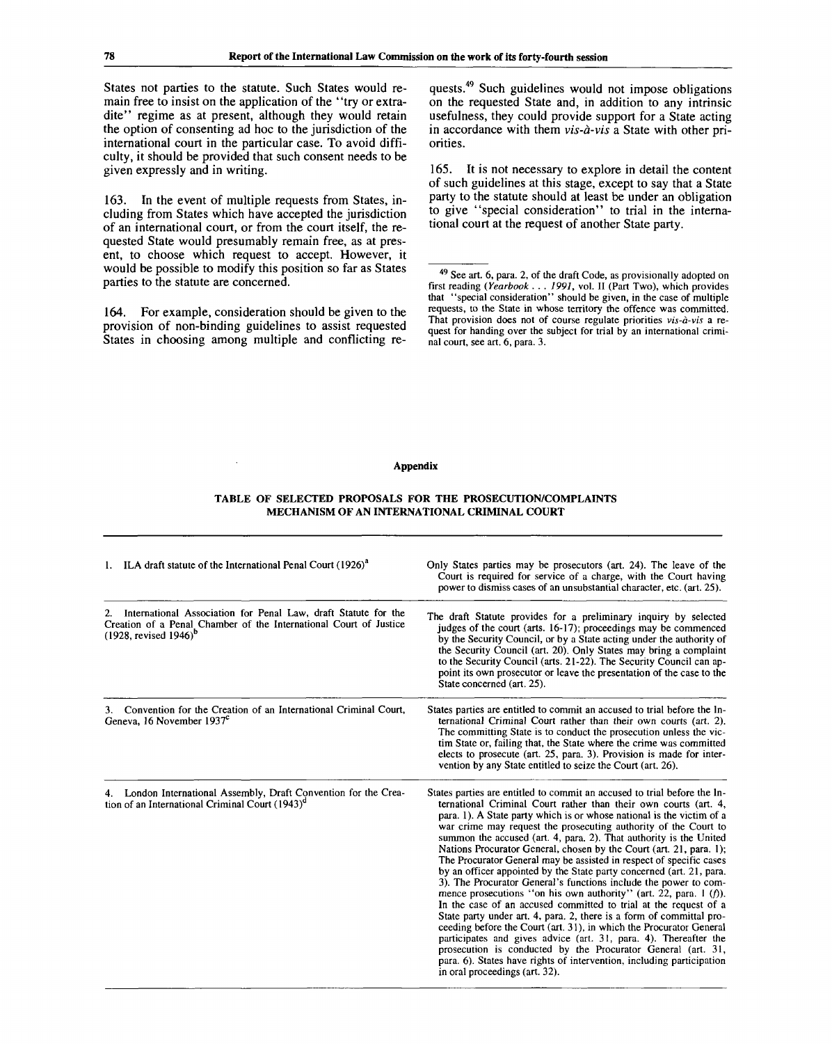States not parties to the statute. Such States would remain free to insist on the application of the "try or extradite" regime as at present, although they would retain the option of consenting ad hoc to the jurisdiction of the international court in the particular case. To avoid difficulty, it should be provided that such consent needs to be given expressly and in writing.

163. In the event of multiple requests from States, including from States which have accepted the jurisdiction of an international court, or from the court itself, the requested State would presumably remain free, as at present, to choose which request to accept. However, it would be possible to modify this position so far as States parties to the statute are concerned.

164. For example, consideration should be given to the provision of non-binding guidelines to assist requested States in choosing among multiple and conflicting requests.[49] Such guidelines would not impose obligations on the requested State and, in addition to any intrinsic usefulness, they could provide support for a State acting in accordance with them *vis-à-vis* a State with other priorities.

165. It is not necessary to explore in detail the content of such guidelines at this stage, except to say that a State party to the statute should at least be under an obligation to give "special consideration" to trial in the international court at the request of another State party.

[49] See art. 6, para. 2, of the draft Code, as provisionally adopted on first reading (*Yearbook . . . 1991*, vol. II (Part Two), which provides that "special consideration" should be given, in the case of multiple requests, to the State in whose territory the offence was committed. That provision does not of course regulate priorities *vis-à-vis* a request for handing over the subject for trial by an international criminal court, see art. 6, para. 3.

## Appendix

### TABLE OF SELECTED PROPOSALS FOR THE PROSECUTION/COMPLAINTS MECHANISM OF AN INTERNATIONAL CRIMINAL COURT

| | |
|---|---|
| 1. ILA draft statute of the International Penal Court (1926)[a] | Only States parties may be prosecutors (art. 24). The leave of the Court is required for service of a charge, with the Court having power to dismiss cases of an unsubstantial character, etc. (art. 25). |
| 2. International Association for Penal Law, draft Statute for the Creation of a Penal Chamber of the International Court of Justice (1928, revised 1946)[b] | The draft Statute provides for a preliminary inquiry by selected judges of the court (arts. 16-17); proceedings may be commenced by the Security Council, or by a State acting under the authority of the Security Council (art. 20). Only States may bring a complaint to the Security Council (arts. 21-22). The Security Council can appoint its own prosecutor or leave the presentation of the case to the State concerned (art. 25). |
| 3. Convention for the Creation of an International Criminal Court, Geneva, 16 November 1937[c] | States parties are entitled to commit an accused to trial before the International Criminal Court rather than their own courts (art. 2). The committing State is to conduct the prosecution unless the victim State or, failing that, the State where the crime was committed elects to prosecute (art. 25, para. 3). Provision is made for intervention by any State entitled to seize the Court (art. 26). |
| 4. London International Assembly, Draft Convention for the Creation of an International Criminal Court (1943)[d] | States parties are entitled to commit an accused to trial before the International Criminal Court rather than their own courts (art. 4, para. 1). A State party which is or whose national is the victim of a war crime may request the prosecuting authority of the Court to summon the accused (art. 4, para. 2). That authority is the United Nations Procurator General, chosen by the Court (art. 21, para. 1); The Procurator General may be assisted in respect of specific cases by an officer appointed by the State party concerned (art. 21, para. 3). The Procurator General's functions include the power to commence prosecutions "on his own authority" (art. 22, para. 1 (*f*)). In the case of an accused committed to trial at the request of a State party under art. 4, para. 2, there is a form of committal proceeding before the Court (art. 31), in which the Procurator General participates and gives advice (art. 31, para. 4). Thereafter the prosecution is conducted by the Procurator General (art. 31, para. 6). States have rights of intervention, including participation in oral proceedings (art. 32). |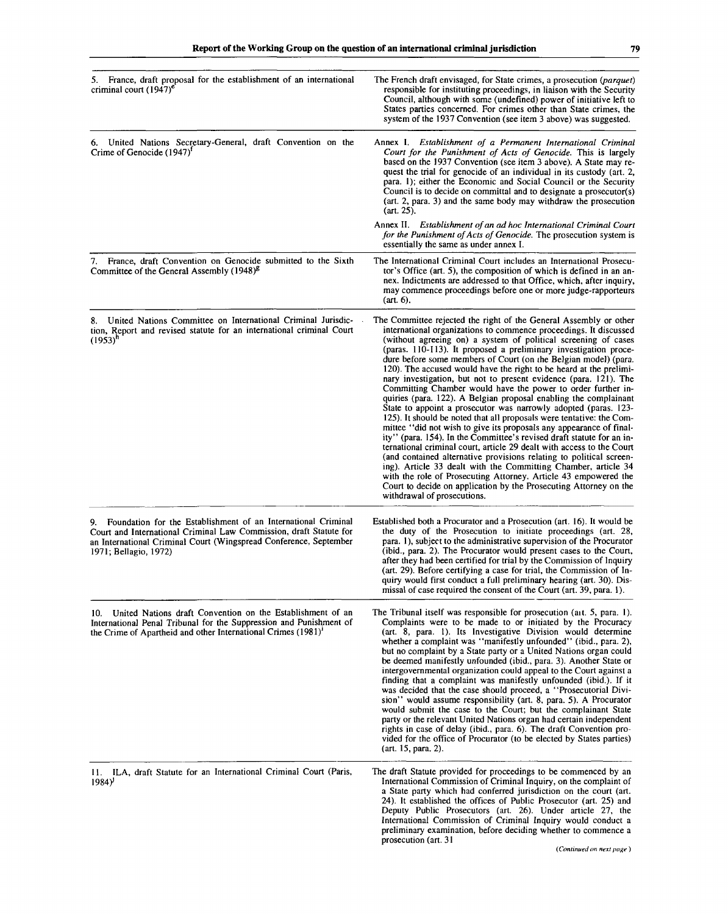| | |
|---|---|
| 5. France, draft proposal for the establishment of an international criminal court (1947)[e] | The French draft envisaged, for State crimes, a prosecution (*parquet*) responsible for instituting proceedings, in liaison with the Security Council, although with some (undefined) power of initiative left to States parties concerned. For crimes other than State crimes, the system of the 1937 Convention (see item 3 above) was suggested. |
| 6. United Nations Secretary-General, draft Convention on the Crime of Genocide (1947)[f] | Annex I. *Establishment of a Permanent International Criminal Court for the Punishment of Acts of Genocide.* This is largely based on the 1937 Convention (see item 3 above). A State may request the trial for genocide of an individual in its custody (art. 2, para. 1); either the Economic and Social Council or the Security Council is to decide on committal and to designate a prosecutor(s) (art. 2, para. 3) and the same body may withdraw the prosecution (art. 25).<br><br>Annex II. *Establishment of an ad hoc International Criminal Court for the Punishment of Acts of Genocide.* The prosecution system is essentially the same as under annex I. |
| 7. France, draft Convention on Genocide submitted to the Sixth Committee of the General Assembly (1948)[g] | The International Criminal Court includes an International Prosecutor's Office (art. 5), the composition of which is defined in an annex. Indictments are addressed to that Office, which, after inquiry, may commence proceedings before one or more judge-rapporteurs (art. 6). |
| 8. United Nations Committee on International Criminal Jurisdiction, Report and revised statute for an international criminal Court (1953)[h] | The Committee rejected the right of the General Assembly or other international organizations to commence proceedings. It discussed (without agreeing on) a system of political screening of cases (paras. 110-113). It proposed a preliminary investigation procedure before some members of Court (on the Belgian model) (para. 120). The accused would have the right to be heard at the preliminary investigation, but not to present evidence (para. 121). The Committing Chamber would have the power to order further inquiries (para. 122). A Belgian proposal enabling the complainant State to appoint a prosecutor was narrowly adopted (paras. 123-125). It should be noted that all proposals were tentative: the Committee "did not wish to give its proposals any appearance of finality" (para. 154). In the Committee's revised draft statute for an international criminal court, article 29 dealt with access to the Court (and contained alternative provisions relating to political screening). Article 33 dealt with the Committing Chamber, article 34 with the role of Prosecuting Attorney. Article 43 empowered the Court to decide on application by the Prosecuting Attorney on the withdrawal of prosecutions. |
| 9. Foundation for the Establishment of an International Criminal Court and International Criminal Law Commission, draft Statute for an International Criminal Court (Wingspread Conference, September 1971; Bellagio, 1972) | Established both a Procurator and a Prosecution (art. 16). It would be the duty of the Prosecution to initiate proceedings (art. 28, para. 1), subject to the administrative supervision of the Procurator (ibid., para. 2). The Procurator would present cases to the Court, after they had been certified for trial by the Commission of Inquiry (art. 29). Before certifying a case for trial, the Commission of Inquiry would first conduct a full preliminary hearing (art. 30). Dismissal of case required the consent of the Court (art. 39, para. 1). |
| 10. United Nations draft Convention on the Establishment of an International Penal Tribunal for the Suppression and Punishment of the Crime of Apartheid and other International Crimes (1981)[i] | The Tribunal itself was responsible for prosecution (art. 5, para. 1). Complaints were to be made to or initiated by the Procuracy (art. 8, para. 1). Its Investigative Division would determine whether a complaint was "manifestly unfounded" (ibid., para. 2), but no complaint by a State party or a United Nations organ could be deemed manifestly unfounded (ibid., para. 3). Another State or intergovernmental organization could appeal to the Court against a finding that a complaint was manifestly unfounded (ibid.). If it was decided that the case should proceed, a "Prosecutorial Division" would assume responsibility (art. 8, para. 5). A Procurator would submit the case to the Court; but the complainant State party or the relevant United Nations organ had certain independent rights in case of delay (ibid., para. 6). The draft Convention provided for the office of Procurator (to be elected by States parties) (art. 15, para. 2). |
| 11. ILA, draft Statute for an International Criminal Court (Paris, 1984)[j] | The draft Statute provided for proceedings to be commenced by an International Commission of Criminal Inquiry, on the complaint of a State party which had conferred jurisdiction on the court (art. 24). It established the offices of Public Prosecutor (art. 25) and Deputy Public Prosecutors (art. 26). Under article 27, the International Commission of Criminal Inquiry would conduct a preliminary examination, before deciding whether to commence a prosecution (art. 31 |

*(Continued on next page)*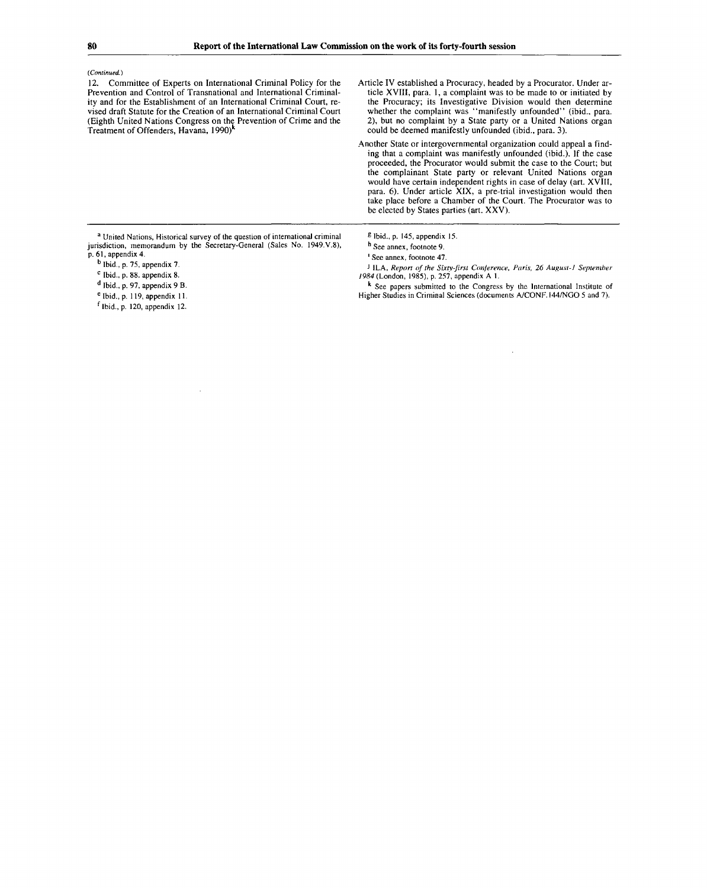*(Continued.)*

12. Committee of Experts on International Criminal Policy for the Prevention and Control of Transnational and International Criminality and for the Establishment of an International Criminal Court, revised draft Statute for the Creation of an International Criminal Court (Eighth United Nations Congress on the Prevention of Crime and the Treatment of Offenders, Havana, 1990)[k]

Article IV established a Procuracy, headed by a Procurator. Under article XVIII, para. 1, a complaint was to be made to or initiated by the Procuracy; its Investigative Division would then determine whether the complaint was "manifestly unfounded" (ibid., para. 2), but no complaint by a State party or a United Nations organ could be deemed manifestly unfounded (ibid., para. 3).

Another State or intergovernmental organization could appeal a finding that a complaint was manifestly unfounded (ibid.). If the case proceeded, the Procurator would submit the case to the Court; but the complainant State party or relevant United Nations organ would have certain independent rights in case of delay (art. XVIII, para. 6). Under article XIX, a pre-trial investigation would then take place before a Chamber of the Court. The Procurator was to be elected by States parties (art. XXV).

---

[a] United Nations, Historical survey of the question of international criminal jurisdiction, memorandum by the Secretary-General (Sales No. 1949.V.8), p. 61, appendix 4.

[b] Ibid., p. 75, appendix 7.

[c] Ibid., p. 88, appendix 8.

[d] Ibid., p. 97, appendix 9 B.

[e] Ibid., p. 119, appendix 11.

[f] Ibid., p. 120, appendix 12.

[g] Ibid., p. 145, appendix 15.

[h] See annex, footnote 9.

[i] See annex, footnote 47.

[j] ILA, *Report of the Sixty-first Conference, Paris, 26 August-1 September 1984* (London, 1985), p. 257, appendix A 1.

[k] See papers submitted to the Congress by the International Institute of Higher Studies in Criminal Sciences (documents A/CONF.144/NGO 5 and 7).